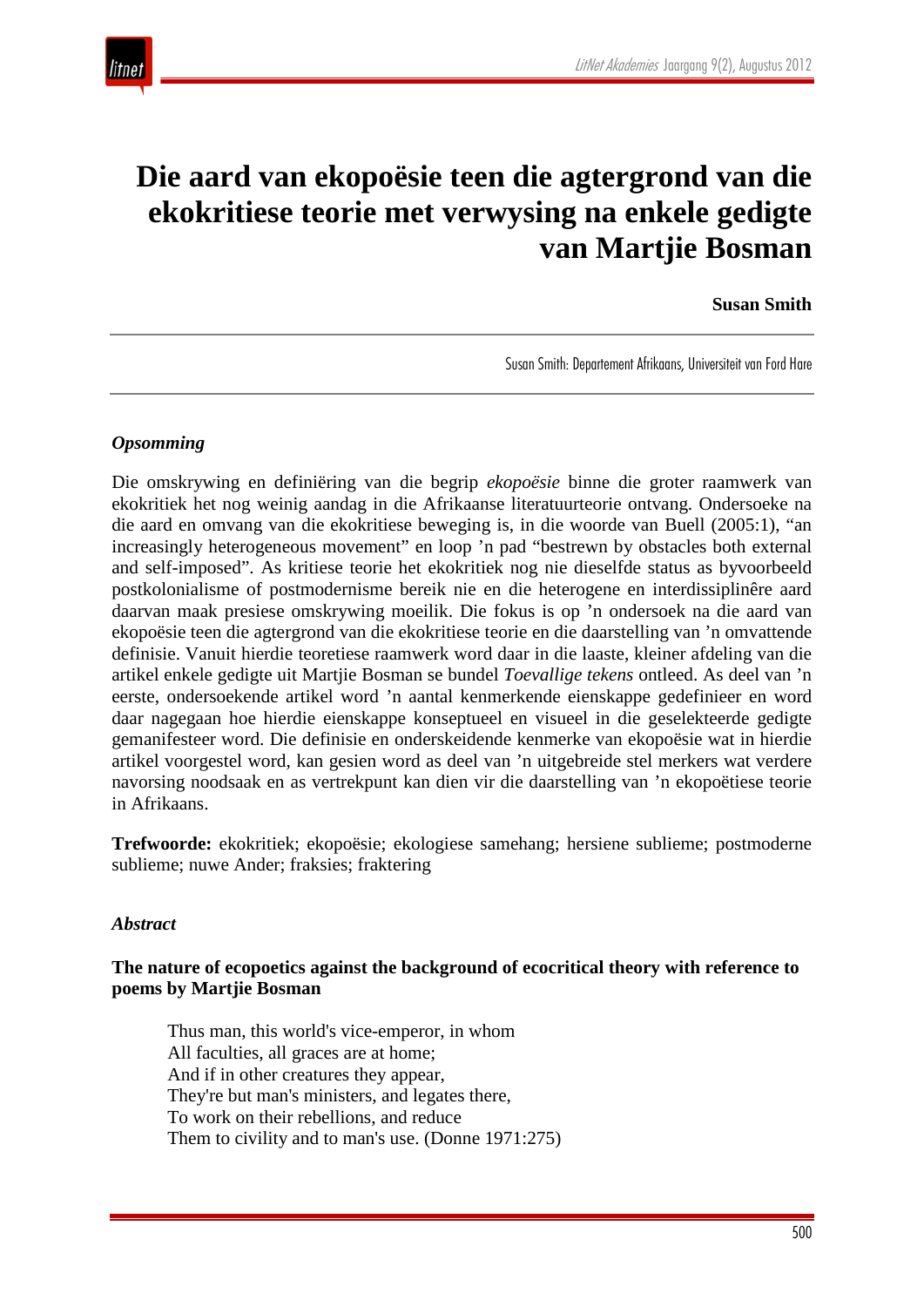# Die aard van ekopoësie teen die agtergrond van die ekokritiese teorie met verwysing na enkele gedigte van Martjie Bosman

**Susan Smith**

Susan Smith: Departement Afrikaans, Universiteit van Ford Hare

***Opsomming***

Die omskrywing en definiëring van die begrip *ekopoësie* binne die groter raamwerk van ekokritiek het nog weinig aandag in die Afrikaanse literatuurteorie ontvang. Ondersoeke na die aard en omvang van die ekokritiese beweging is, in die woorde van Buell (2005:1), "an increasingly heterogeneous movement" en loop 'n pad "bestrewn by obstacles both external and self-imposed". As kritiese teorie het ekokritiek nog nie dieselfde status as byvoorbeeld postkolonialisme of postmodernisme bereik nie en die heterogene en interdissiplinêre aard daarvan maak presiese omskrywing moeilik. Die fokus is op 'n ondersoek na die aard van ekopoësie teen die agtergrond van die ekokritiese teorie en die daarstelling van 'n omvattende definisie. Vanuit hierdie teoretiese raamwerk word daar in die laaste, kleiner afdeling van die artikel enkele gedigte uit Martjie Bosman se bundel *Toevallige tekens* ontleed. As deel van 'n eerste, ondersoekende artikel word 'n aantal kenmerkende eienskappe gedefinieer en word daar nagegaan hoe hierdie eienskappe konseptueel en visueel in die geselekteerde gedigte gemanifesteer word. Die definisie en onderskeidende kenmerke van ekopoësie wat in hierdie artikel voorgestel word, kan gesien word as deel van 'n uitgebreide stel merkers wat verdere navorsing noodsaak en as vertrekpunt kan dien vir die daarstelling van 'n ekopoëtiese teorie in Afrikaans.

**Trefwoorde:** ekokritiek; ekopoësie; ekologiese samehang; hersiene sublieme; postmoderne sublieme; nuwe Ander; fraksies; fraktering

***Abstract***

**The nature of ecopoetics against the background of ecocritical theory with reference to poems by Martjie Bosman**

> Thus man, this world's vice-emperor, in whom
> All faculties, all graces are at home;
> And if in other creatures they appear,
> They're but man's ministers, and legates there,
> To work on their rebellions, and reduce
> Them to civility and to man's use. (Donne 1971:275)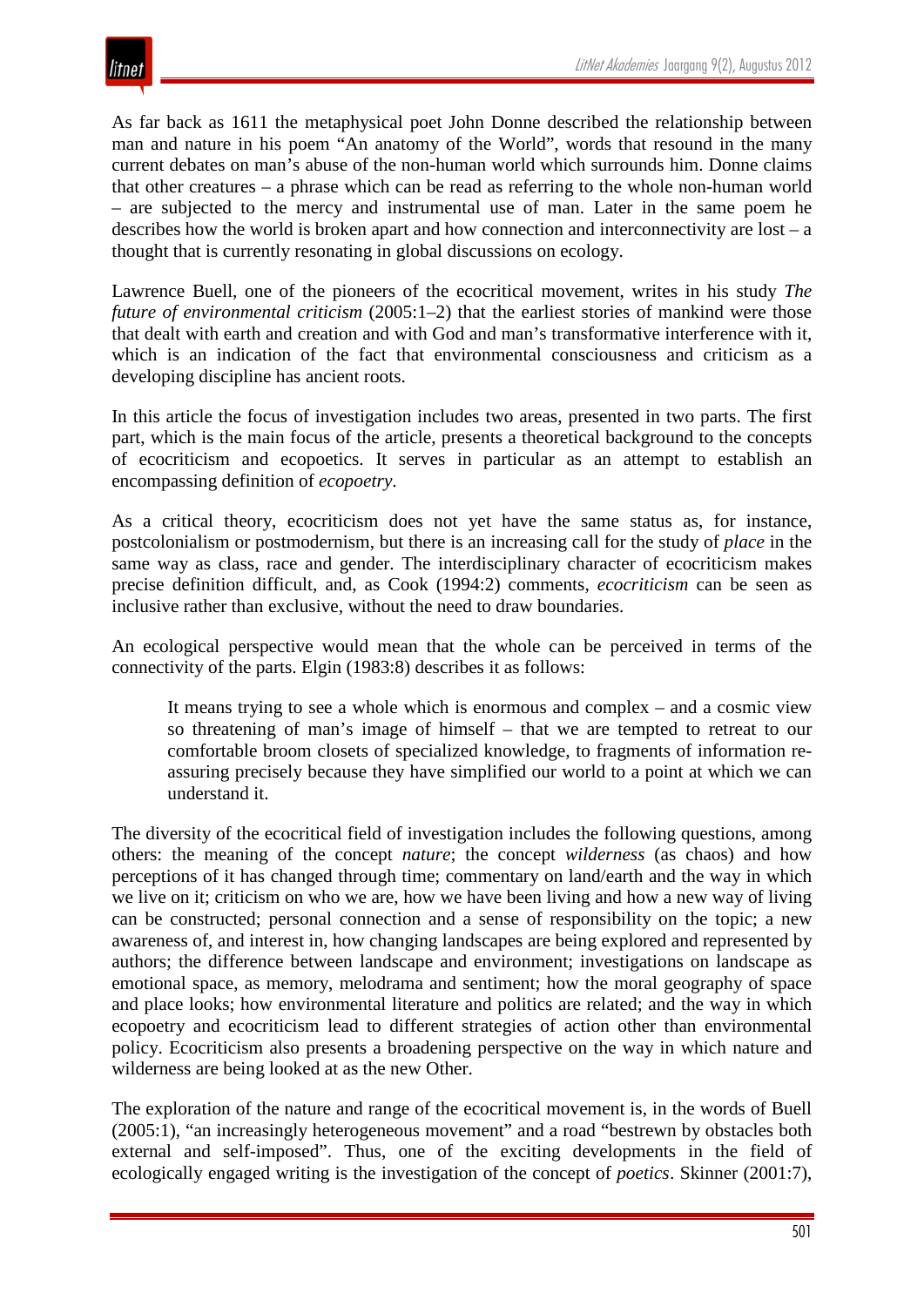As far back as 1611 the metaphysical poet John Donne described the relationship between man and nature in his poem "An anatomy of the World", words that resound in the many current debates on man's abuse of the non-human world which surrounds him. Donne claims that other creatures – a phrase which can be read as referring to the whole non-human world – are subjected to the mercy and instrumental use of man. Later in the same poem he describes how the world is broken apart and how connection and interconnectivity are lost – a thought that is currently resonating in global discussions on ecology.

Lawrence Buell, one of the pioneers of the ecocritical movement, writes in his study *The future of environmental criticism* (2005:1–2) that the earliest stories of mankind were those that dealt with earth and creation and with God and man's transformative interference with it, which is an indication of the fact that environmental consciousness and criticism as a developing discipline has ancient roots.

In this article the focus of investigation includes two areas, presented in two parts. The first part, which is the main focus of the article, presents a theoretical background to the concepts of ecocriticism and ecopoetics. It serves in particular as an attempt to establish an encompassing definition of *ecopoetry*.

As a critical theory, ecocriticism does not yet have the same status as, for instance, postcolonialism or postmodernism, but there is an increasing call for the study of *place* in the same way as class, race and gender. The interdisciplinary character of ecocriticism makes precise definition difficult, and, as Cook (1994:2) comments, *ecocriticism* can be seen as inclusive rather than exclusive, without the need to draw boundaries.

An ecological perspective would mean that the whole can be perceived in terms of the connectivity of the parts. Elgin (1983:8) describes it as follows:

> It means trying to see a whole which is enormous and complex – and a cosmic view so threatening of man's image of himself – that we are tempted to retreat to our comfortable broom closets of specialized knowledge, to fragments of information re-assuring precisely because they have simplified our world to a point at which we can understand it.

The diversity of the ecocritical field of investigation includes the following questions, among others: the meaning of the concept *nature*; the concept *wilderness* (as chaos) and how perceptions of it has changed through time; commentary on land/earth and the way in which we live on it; criticism on who we are, how we have been living and how a new way of living can be constructed; personal connection and a sense of responsibility on the topic; a new awareness of, and interest in, how changing landscapes are being explored and represented by authors; the difference between landscape and environment; investigations on landscape as emotional space, as memory, melodrama and sentiment; how the moral geography of space and place looks; how environmental literature and politics are related; and the way in which ecopoetry and ecocriticism lead to different strategies of action other than environmental policy. Ecocriticism also presents a broadening perspective on the way in which nature and wilderness are being looked at as the new Other.

The exploration of the nature and range of the ecocritical movement is, in the words of Buell (2005:1), "an increasingly heterogeneous movement" and a road "bestrewn by obstacles both external and self-imposed". Thus, one of the exciting developments in the field of ecologically engaged writing is the investigation of the concept of *poetics*. Skinner (2001:7),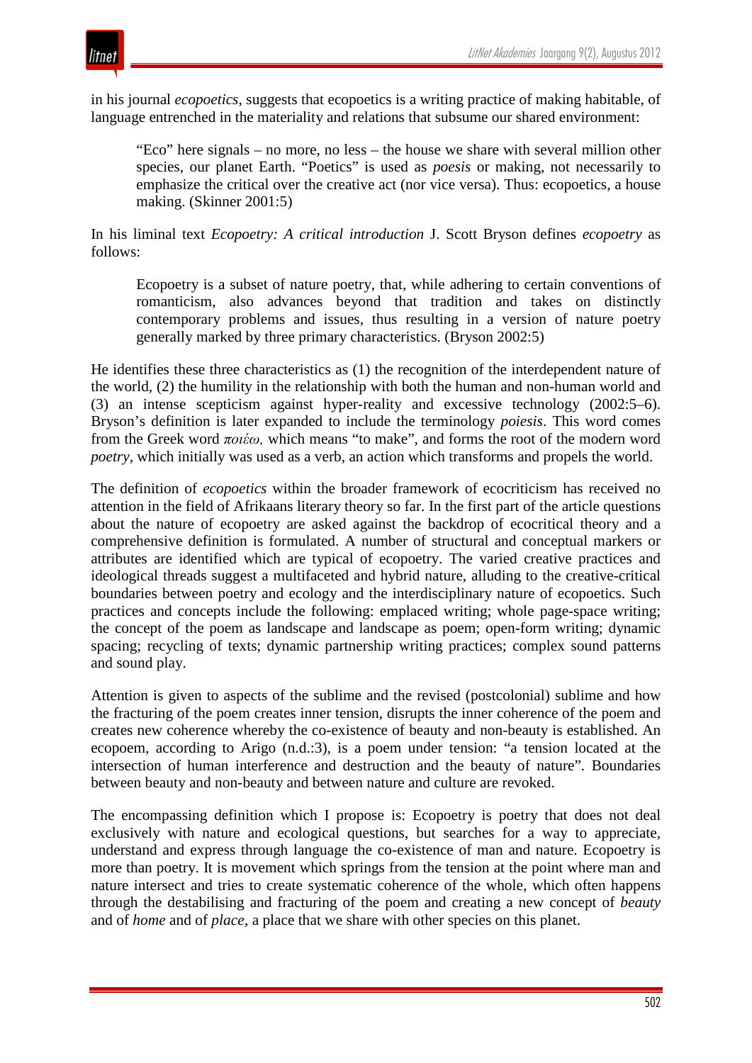in his journal *ecopoetics*, suggests that ecopoetics is a writing practice of making habitable, of language entrenched in the materiality and relations that subsume our shared environment:

> "Eco" here signals – no more, no less – the house we share with several million other species, our planet Earth. "Poetics" is used as *poesis* or making, not necessarily to emphasize the critical over the creative act (nor vice versa). Thus: ecopoetics, a house making. (Skinner 2001:5)

In his liminal text *Ecopoetry: A critical introduction* J. Scott Bryson defines *ecopoetry* as follows:

> Ecopoetry is a subset of nature poetry, that, while adhering to certain conventions of romanticism, also advances beyond that tradition and takes on distinctly contemporary problems and issues, thus resulting in a version of nature poetry generally marked by three primary characteristics. (Bryson 2002:5)

He identifies these three characteristics as (1) the recognition of the interdependent nature of the world, (2) the humility in the relationship with both the human and non-human world and (3) an intense scepticism against hyper-reality and excessive technology (2002:5–6). Bryson's definition is later expanded to include the terminology *poiesis*. This word comes from the Greek word *ποιέω*, which means "to make", and forms the root of the modern word *poetry*, which initially was used as a verb, an action which transforms and propels the world.

The definition of *ecopoetics* within the broader framework of ecocriticism has received no attention in the field of Afrikaans literary theory so far. In the first part of the article questions about the nature of ecopoetry are asked against the backdrop of ecocritical theory and a comprehensive definition is formulated. A number of structural and conceptual markers or attributes are identified which are typical of ecopoetry. The varied creative practices and ideological threads suggest a multifaceted and hybrid nature, alluding to the creative-critical boundaries between poetry and ecology and the interdisciplinary nature of ecopoetics. Such practices and concepts include the following: emplaced writing; whole page-space writing; the concept of the poem as landscape and landscape as poem; open-form writing; dynamic spacing; recycling of texts; dynamic partnership writing practices; complex sound patterns and sound play.

Attention is given to aspects of the sublime and the revised (postcolonial) sublime and how the fracturing of the poem creates inner tension, disrupts the inner coherence of the poem and creates new coherence whereby the co-existence of beauty and non-beauty is established. An ecopoem, according to Arigo (n.d.:3), is a poem under tension: "a tension located at the intersection of human interference and destruction and the beauty of nature". Boundaries between beauty and non-beauty and between nature and culture are revoked.

The encompassing definition which I propose is: Ecopoetry is poetry that does not deal exclusively with nature and ecological questions, but searches for a way to appreciate, understand and express through language the co-existence of man and nature. Ecopoetry is more than poetry. It is movement which springs from the tension at the point where man and nature intersect and tries to create systematic coherence of the whole, which often happens through the destabilising and fracturing of the poem and creating a new concept of *beauty* and of *home* and of *place*, a place that we share with other species on this planet.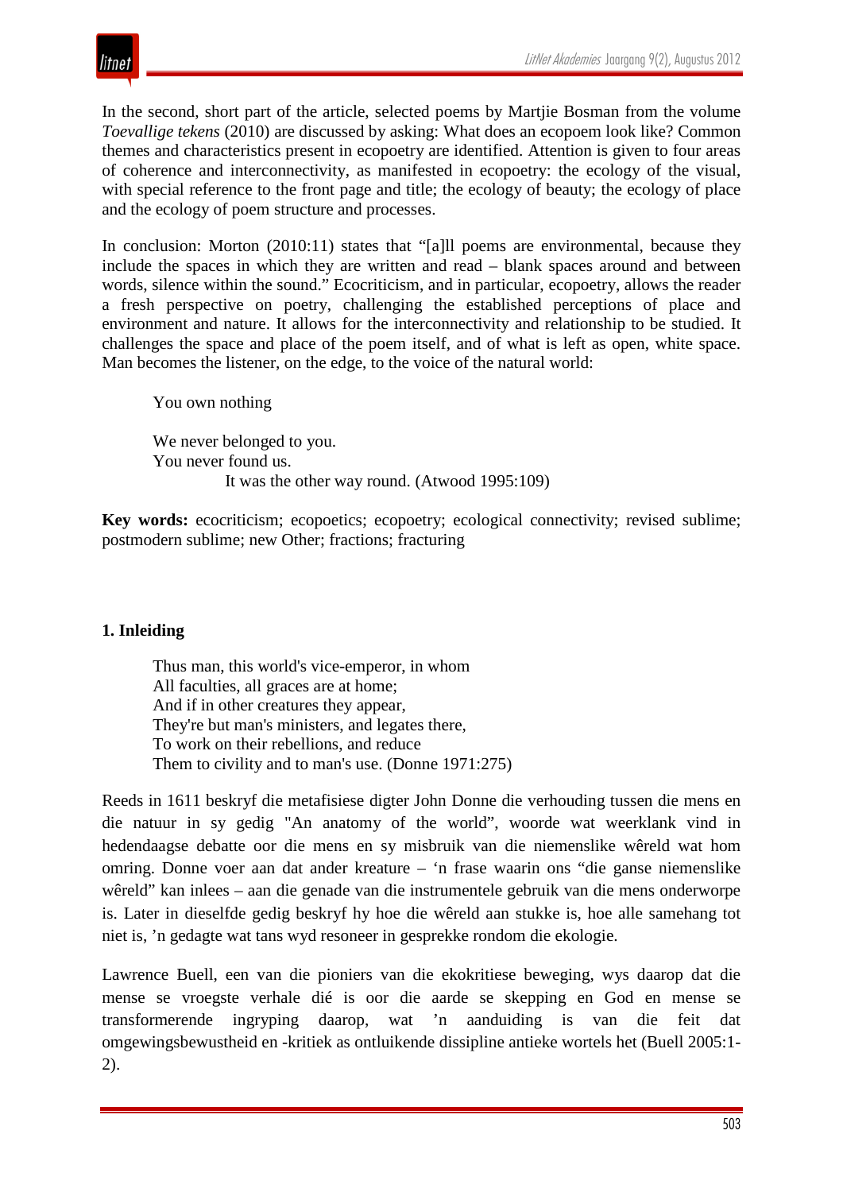In the second, short part of the article, selected poems by Martjie Bosman from the volume *Toevallige tekens* (2010) are discussed by asking: What does an ecopoem look like? Common themes and characteristics present in ecopoetry are identified. Attention is given to four areas of coherence and interconnectivity, as manifested in ecopoetry: the ecology of the visual, with special reference to the front page and title; the ecology of beauty; the ecology of place and the ecology of poem structure and processes.

In conclusion: Morton (2010:11) states that "[a]ll poems are environmental, because they include the spaces in which they are written and read – blank spaces around and between words, silence within the sound." Ecocriticism, and in particular, ecopoetry, allows the reader a fresh perspective on poetry, challenging the established perceptions of place and environment and nature. It allows for the interconnectivity and relationship to be studied. It challenges the space and place of the poem itself, and of what is left as open, white space. Man becomes the listener, on the edge, to the voice of the natural world:

> You own nothing
>
> We never belonged to you.
> You never found us.
> It was the other way round. (Atwood 1995:109)

**Key words:** ecocriticism; ecopoetics; ecopoetry; ecological connectivity; revised sublime; postmodern sublime; new Other; fractions; fracturing

## 1. Inleiding

> Thus man, this world's vice-emperor, in whom
> All faculties, all graces are at home;
> And if in other creatures they appear,
> They're but man's ministers, and legates there,
> To work on their rebellions, and reduce
> Them to civility and to man's use. (Donne 1971:275)

Reeds in 1611 beskryf die metafisiese digter John Donne die verhouding tussen die mens en die natuur in sy gedig "An anatomy of the world", woorde wat weerklank vind in hedendaagse debatte oor die mens en sy misbruik van die niemenslike wêreld wat hom omring. Donne voer aan dat ander kreature – 'n frase waarin ons "die ganse niemenslike wêreld" kan inlees – aan die genade van die instrumentele gebruik van die mens onderworpe is. Later in dieselfde gedig beskryf hy hoe die wêreld aan stukke is, hoe alle samehang tot niet is, 'n gedagte wat tans wyd resoneer in gesprekke rondom die ekologie.

Lawrence Buell, een van die pioniers van die ekokritiese beweging, wys daarop dat die mense se vroegste verhale dié is oor die aarde se skepping en God en mense se transformerende ingryping daarop, wat 'n aanduiding is van die feit dat omgewingsbewustheid en -kritiek as ontluikende dissipline antieke wortels het (Buell 2005:1-2).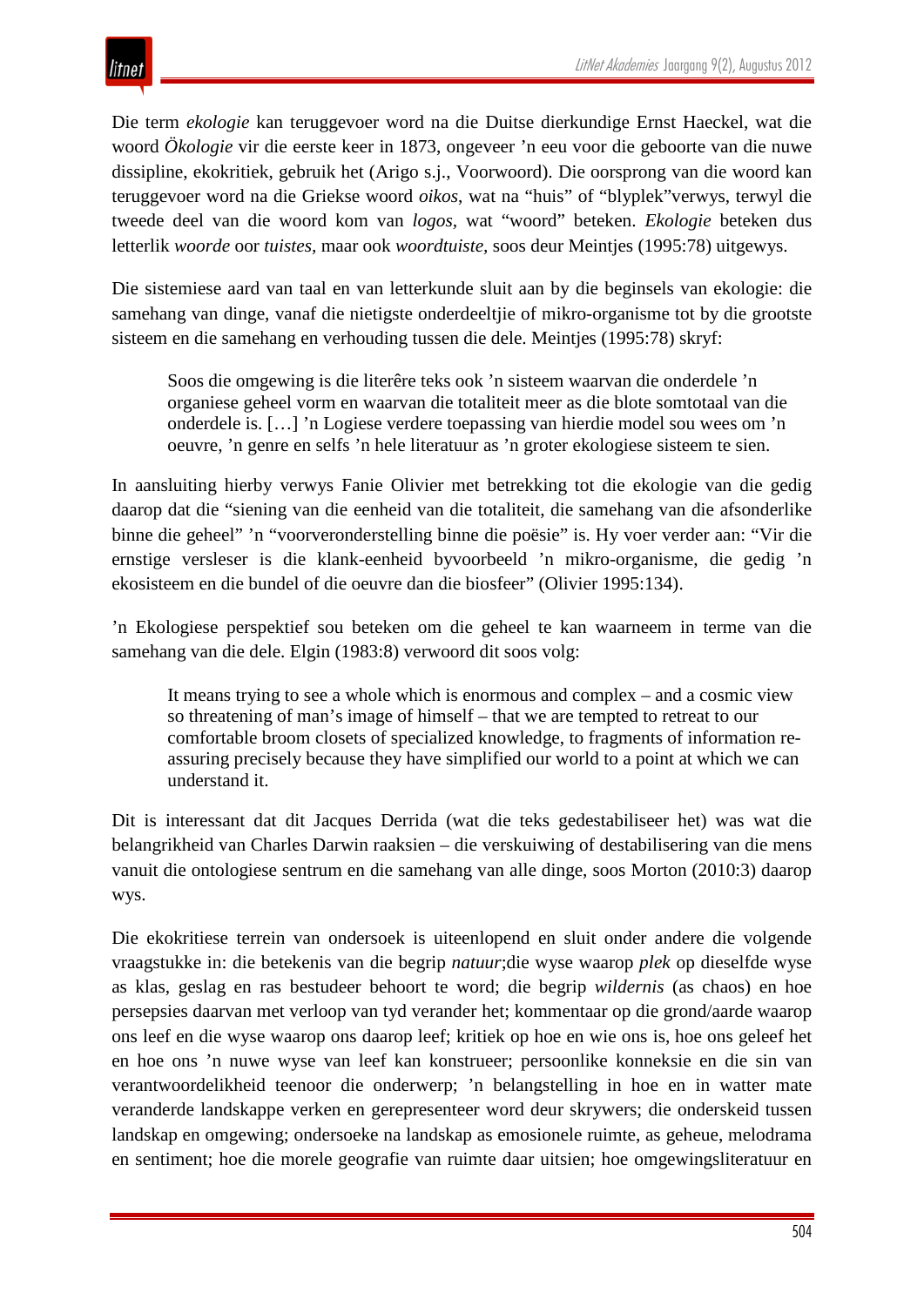Die term *ekologie* kan teruggevoer word na die Duitse dierkundige Ernst Haeckel, wat die woord *Ökologie* vir die eerste keer in 1873, ongeveer ’n eeu voor die geboorte van die nuwe dissipline, ekokritiek, gebruik het (Arigo s.j., Voorwoord). Die oorsprong van die woord kan teruggevoer word na die Griekse woord *oikos*, wat na "huis" of "blyplek"verwys, terwyl die tweede deel van die woord kom van *logos*, wat "woord" beteken. *Ekologie* beteken dus letterlik *woorde* oor *tuistes*, maar ook *woordtuiste*, soos deur Meintjes (1995:78) uitgewys.

Die sistemiese aard van taal en van letterkunde sluit aan by die beginsels van ekologie: die samehang van dinge, vanaf die nietigste onderdeeltjie of mikro-organisme tot by die grootste sisteem en die samehang en verhouding tussen die dele. Meintjes (1995:78) skryf:

> Soos die omgewing is die literêre teks ook ’n sisteem waarvan die onderdele ’n organiese geheel vorm en waarvan die totaliteit meer as die blote somtotaal van die onderdele is. […] ’n Logiese verdere toepassing van hierdie model sou wees om ’n oeuvre, ’n genre en selfs ’n hele literatuur as ’n groter ekologiese sisteem te sien.

In aansluiting hierby verwys Fanie Olivier met betrekking tot die ekologie van die gedig daarop dat die "siening van die eenheid van die totaliteit, die samehang van die afsonderlike binne die geheel" ’n "voorveronderstelling binne die poësie" is. Hy voer verder aan: "Vir die ernstige versleser is die klank-eenheid byvoorbeeld ’n mikro-organisme, die gedig ’n ekosisteem en die bundel of die oeuvre dan die biosfeer" (Olivier 1995:134).

’n Ekologiese perspektief sou beteken om die geheel te kan waarneem in terme van die samehang van die dele. Elgin (1983:8) verwoord dit soos volg:

> It means trying to see a whole which is enormous and complex – and a cosmic view so threatening of man’s image of himself – that we are tempted to retreat to our comfortable broom closets of specialized knowledge, to fragments of information re-assuring precisely because they have simplified our world to a point at which we can understand it.

Dit is interessant dat dit Jacques Derrida (wat die teks gedestabiliseer het) was wat die belangrikheid van Charles Darwin raaksien – die verskuiwing of destabilisering van die mens vanuit die ontologiese sentrum en die samehang van alle dinge, soos Morton (2010:3) daarop wys.

Die ekokritiese terrein van ondersoek is uiteenlopend en sluit onder andere die volgende vraagstukke in: die betekenis van die begrip *natuur*;die wyse waarop *plek* op dieselfde wyse as klas, geslag en ras bestudeer behoort te word; die begrip *wildernis* (as chaos) en hoe persepsies daarvan met verloop van tyd verander het; kommentaar op die grond/aarde waarop ons leef en die wyse waarop ons daarop leef; kritiek op hoe en wie ons is, hoe ons geleef het en hoe ons ’n nuwe wyse van leef kan konstrueer; persoonlike konneksie en die sin van verantwoordelikheid teenoor die onderwerp; ’n belangstelling in hoe en in watter mate veranderde landskappe verken en gerepresenteer word deur skrywers; die onderskeid tussen landskap en omgewing; ondersoeke na landskap as emosionele ruimte, as geheue, melodrama en sentiment; hoe die morele geografie van ruimte daar uitsien; hoe omgewingsliteratuur en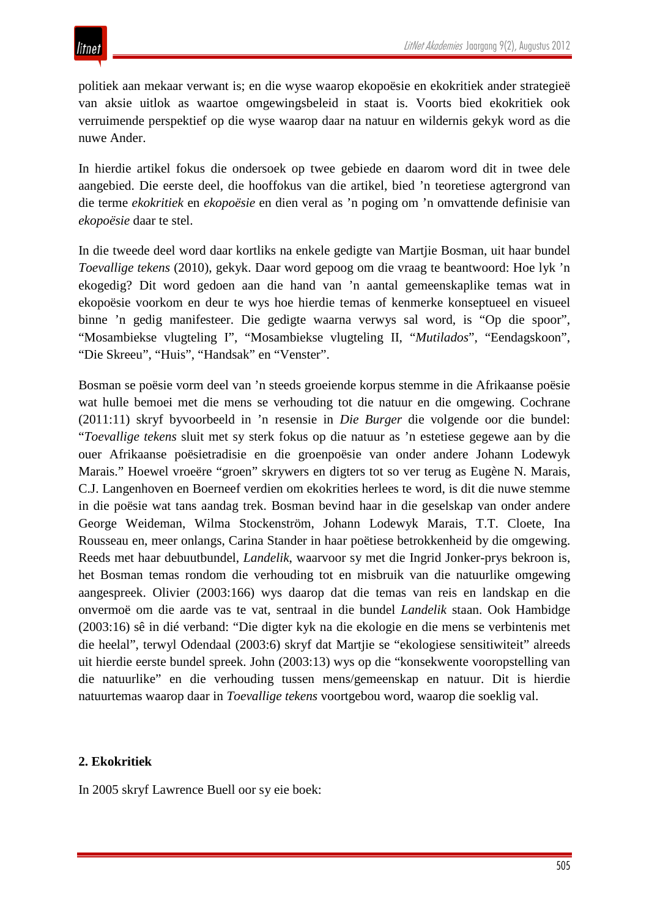politiek aan mekaar verwant is; en die wyse waarop ekopoësie en ekokritiek ander strategieë van aksie uitlok as waartoe omgewingsbeleid in staat is. Voorts bied ekokritiek ook verruimende perspektief op die wyse waarop daar na natuur en wildernis gekyk word as die nuwe Ander.

In hierdie artikel fokus die ondersoek op twee gebiede en daarom word dit in twee dele aangebied. Die eerste deel, die hooffokus van die artikel, bied ’n teoretiese agtergrond van die terme *ekokritiek* en *ekopoësie* en dien veral as ’n poging om ’n omvattende definisie van *ekopoësie* daar te stel.

In die tweede deel word daar kortliks na enkele gedigte van Martjie Bosman, uit haar bundel *Toevallige tekens* (2010), gekyk. Daar word gepoog om die vraag te beantwoord: Hoe lyk ’n ekogedig? Dit word gedoen aan die hand van ’n aantal gemeenskaplike temas wat in ekopoësie voorkom en deur te wys hoe hierdie temas of kenmerke konseptueel en visueel binne ’n gedig manifesteer. Die gedigte waarna verwys sal word, is “Op die spoor”, “Mosambiekse vlugteling I”, “Mosambiekse vlugteling II, “*Mutilados*”, “Eendagskoon”, “Die Skreeu”, “Huis”, “Handsak” en “Venster”.

Bosman se poësie vorm deel van ’n steeds groeiende korpus stemme in die Afrikaanse poësie wat hulle bemoei met die mens se verhouding tot die natuur en die omgewing. Cochrane (2011:11) skryf byvoorbeeld in ’n resensie in *Die Burger* die volgende oor die bundel: “*Toevallige tekens* sluit met sy sterk fokus op die natuur as ’n estetiese gegewe aan by die ouer Afrikaanse poësietradisie en die groenpoësie van onder andere Johann Lodewyk Marais.” Hoewel vroeëre “groen” skrywers en digters tot so ver terug as Eugène N. Marais, C.J. Langenhoven en Boerneef verdien om ekokrities herlees te word, is dit die nuwe stemme in die poësie wat tans aandag trek. Bosman bevind haar in die geselskap van onder andere George Weideman, Wilma Stockenström, Johann Lodewyk Marais, T.T. Cloete, Ina Rousseau en, meer onlangs, Carina Stander in haar poëtiese betrokkenheid by die omgewing. Reeds met haar debuutbundel, *Landelik*, waarvoor sy met die Ingrid Jonker-prys bekroon is, het Bosman temas rondom die verhouding tot en misbruik van die natuurlike omgewing aangespreek. Olivier (2003:166) wys daarop dat die temas van reis en landskap en die onvermoë om die aarde vas te vat, sentraal in die bundel *Landelik* staan. Ook Hambidge (2003:16) sê in dié verband: “Die digter kyk na die ekologie en die mens se verbintenis met die heelal”, terwyl Odendaal (2003:6) skryf dat Martjie se “ekologiese sensitiwiteit” alreeds uit hierdie eerste bundel spreek. John (2003:13) wys op die “konsekwente vooropstelling van die natuurlike” en die verhouding tussen mens/gemeenskap en natuur. Dit is hierdie natuurtemas waarop daar in *Toevallige tekens* voortgebou word, waarop die soeklig val.

## 2. Ekokritiek

In 2005 skryf Lawrence Buell oor sy eie boek: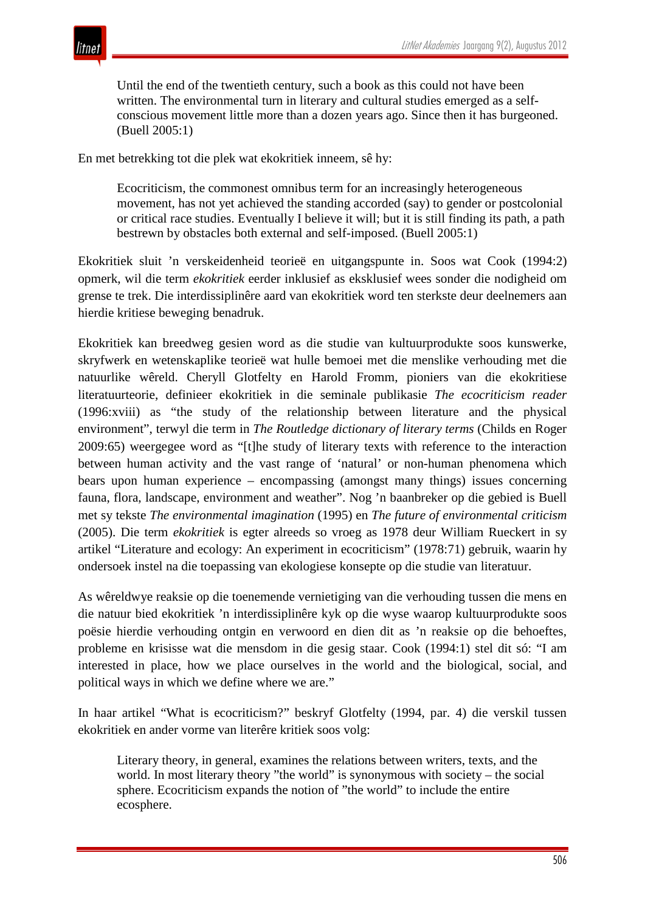> Until the end of the twentieth century, such a book as this could not have been written. The environmental turn in literary and cultural studies emerged as a self-conscious movement little more than a dozen years ago. Since then it has burgeoned. (Buell 2005:1)

En met betrekking tot die plek wat ekokritiek inneem, sê hy:

> Ecocriticism, the commonest omnibus term for an increasingly heterogeneous movement, has not yet achieved the standing accorded (say) to gender or postcolonial or critical race studies. Eventually I believe it will; but it is still finding its path, a path bestrewn by obstacles both external and self-imposed. (Buell 2005:1)

Ekokritiek sluit 'n verskeidenheid teorieë en uitgangspunte in. Soos wat Cook (1994:2) opmerk, wil die term *ekokritiek* eerder inklusief as eksklusief wees sonder die nodigheid om grense te trek. Die interdissiplinêre aard van ekokritiek word ten sterkste deur deelnemers aan hierdie kritiese beweging benadruk.

Ekokritiek kan breedweg gesien word as die studie van kultuurprodukte soos kunswerke, skryfwerk en wetenskaplike teorieë wat hulle bemoei met die menslike verhouding met die natuurlike wêreld. Cheryll Glotfelty en Harold Fromm, pioniers van die ekokritiese literatuurteorie, definieer ekokritiek in die seminale publikasie *The ecocriticism reader* (1996:xviii) as "the study of the relationship between literature and the physical environment", terwyl die term in *The Routledge dictionary of literary terms* (Childs en Roger 2009:65) weergegee word as "[t]he study of literary texts with reference to the interaction between human activity and the vast range of 'natural' or non-human phenomena which bears upon human experience – encompassing (amongst many things) issues concerning fauna, flora, landscape, environment and weather". Nog 'n baanbreker op die gebied is Buell met sy tekste *The environmental imagination* (1995) en *The future of environmental criticism* (2005). Die term *ekokritiek* is egter alreeds so vroeg as 1978 deur William Rueckert in sy artikel "Literature and ecology: An experiment in ecocriticism" (1978:71) gebruik, waarin hy ondersoek instel na die toepassing van ekologiese konsepte op die studie van literatuur.

As wêreldwye reaksie op die toenemende vernietiging van die verhouding tussen die mens en die natuur bied ekokritiek 'n interdissiplinêre kyk op die wyse waarop kultuurprodukte soos poësie hierdie verhouding ontgin en verwoord en dien dit as 'n reaksie op die behoeftes, probleme en krisisse wat die mensdom in die gesig staar. Cook (1994:1) stel dit só: "I am interested in place, how we place ourselves in the world and the biological, social, and political ways in which we define where we are."

In haar artikel "What is ecocriticism?" beskryf Glotfelty (1994, par. 4) die verskil tussen ekokritiek en ander vorme van literêre kritiek soos volg:

> Literary theory, in general, examines the relations between writers, texts, and the world. In most literary theory "the world" is synonymous with society – the social sphere. Ecocriticism expands the notion of "the world" to include the entire ecosphere.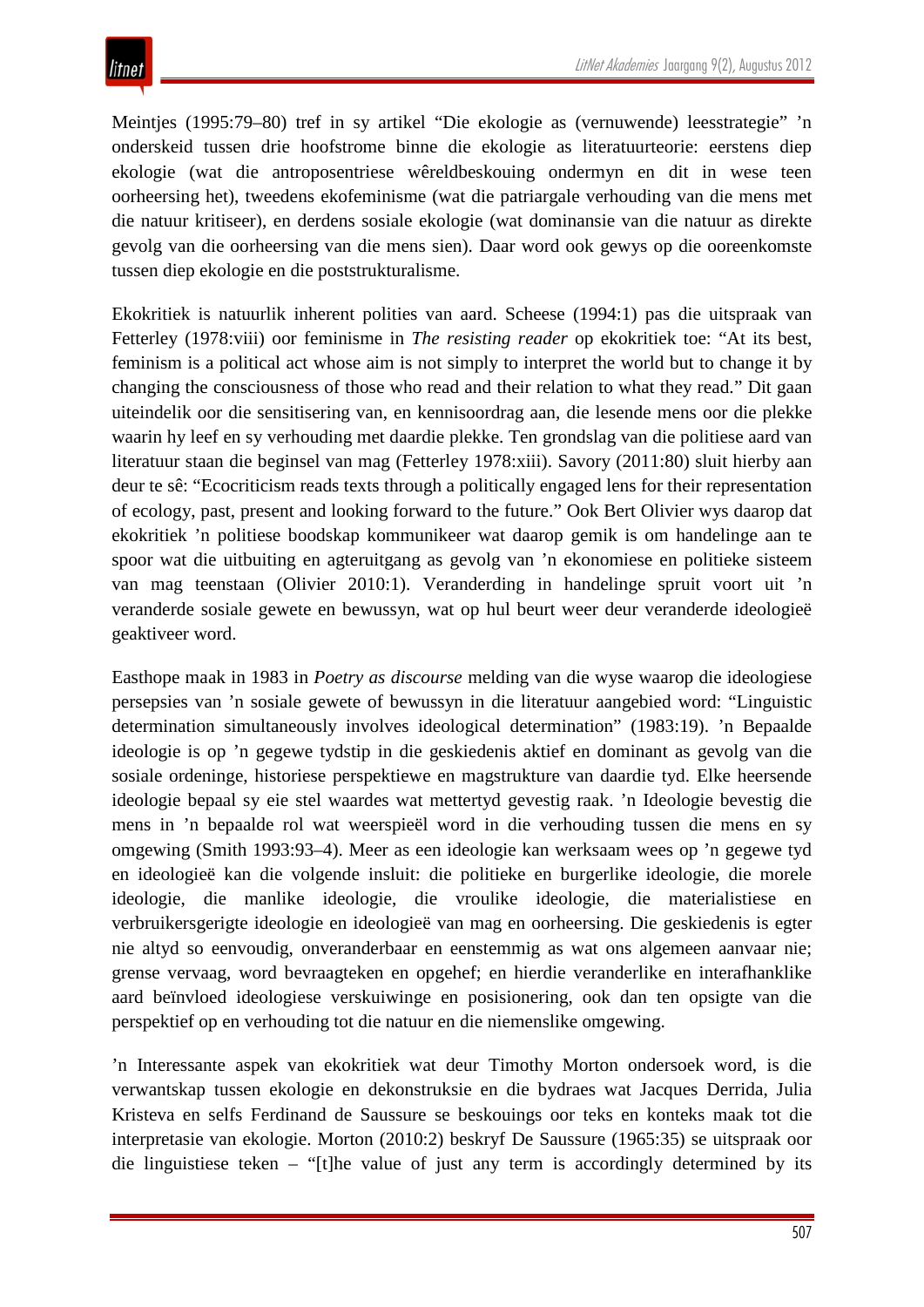Meintjes (1995:79–80) tref in sy artikel "Die ekologie as (vernuwende) leesstrategie" ’n onderskeid tussen drie hoofstrome binne die ekologie as literatuurteorie: eerstens diep ekologie (wat die antroposentriese wêreldbeskouing ondermyn en dit in wese teen oorheersing het), tweedens ekofeminisme (wat die patriargale verhouding van die mens met die natuur kritiseer), en derdens sosiale ekologie (wat dominansie van die natuur as direkte gevolg van die oorheersing van die mens sien). Daar word ook gewys op die ooreenkomste tussen diep ekologie en die poststrukturalisme.

Ekokritiek is natuurlik inherent polities van aard. Scheese (1994:1) pas die uitspraak van Fetterley (1978:viii) oor feminisme in *The resisting reader* op ekokritiek toe: "At its best, feminism is a political act whose aim is not simply to interpret the world but to change it by changing the consciousness of those who read and their relation to what they read." Dit gaan uiteindelik oor die sensitisering van, en kennisoordrag aan, die lesende mens oor die plekke waarin hy leef en sy verhouding met daardie plekke. Ten grondslag van die politiese aard van literatuur staan die beginsel van mag (Fetterley 1978:xiii). Savory (2011:80) sluit hierby aan deur te sê: "Ecocriticism reads texts through a politically engaged lens for their representation of ecology, past, present and looking forward to the future." Ook Bert Olivier wys daarop dat ekokritiek ’n politiese boodskap kommunikeer wat daarop gemik is om handelinge aan te spoor wat die uitbuiting en agteruitgang as gevolg van ’n ekonomiese en politieke sisteem van mag teenstaan (Olivier 2010:1). Veranderding in handelinge spruit voort uit ’n veranderde sosiale gewete en bewussyn, wat op hul beurt weer deur veranderde ideologieë geaktiveer word.

Easthope maak in 1983 in *Poetry as discourse* melding van die wyse waarop die ideologiese persepsies van ’n sosiale gewete of bewussyn in die literatuur aangebied word: "Linguistic determination simultaneously involves ideological determination" (1983:19). ’n Bepaalde ideologie is op ’n gegewe tydstip in die geskiedenis aktief en dominant as gevolg van die sosiale ordeninge, historiese perspektiewe en magstrukture van daardie tyd. Elke heersende ideologie bepaal sy eie stel waardes wat mettertyd gevestig raak. ’n Ideologie bevestig die mens in ’n bepaalde rol wat weerspieël word in die verhouding tussen die mens en sy omgewing (Smith 1993:93–4). Meer as een ideologie kan werksaam wees op ’n gegewe tyd en ideologieë kan die volgende insluit: die politieke en burgerlike ideologie, die morele ideologie, die manlike ideologie, die vroulike ideologie, die materialistiese en verbruikersgerigte ideologie en ideologieë van mag en oorheersing. Die geskiedenis is egter nie altyd so eenvoudig, onveranderbaar en eenstemmig as wat ons algemeen aanvaar nie; grense vervaag, word bevraagteken en opgehef; en hierdie veranderlike en interafhanklike aard beïnvloed ideologiese verskuiwinge en posisionering, ook dan ten opsigte van die perspektief op en verhouding tot die natuur en die niemenslike omgewing.

’n Interessante aspek van ekokritiek wat deur Timothy Morton ondersoek word, is die verwantskap tussen ekologie en dekonstruksie en die bydraes wat Jacques Derrida, Julia Kristeva en selfs Ferdinand de Saussure se beskouings oor teks en konteks maak tot die interpretasie van ekologie. Morton (2010:2) beskryf De Saussure (1965:35) se uitspraak oor die linguistiese teken – "[t]he value of just any term is accordingly determined by its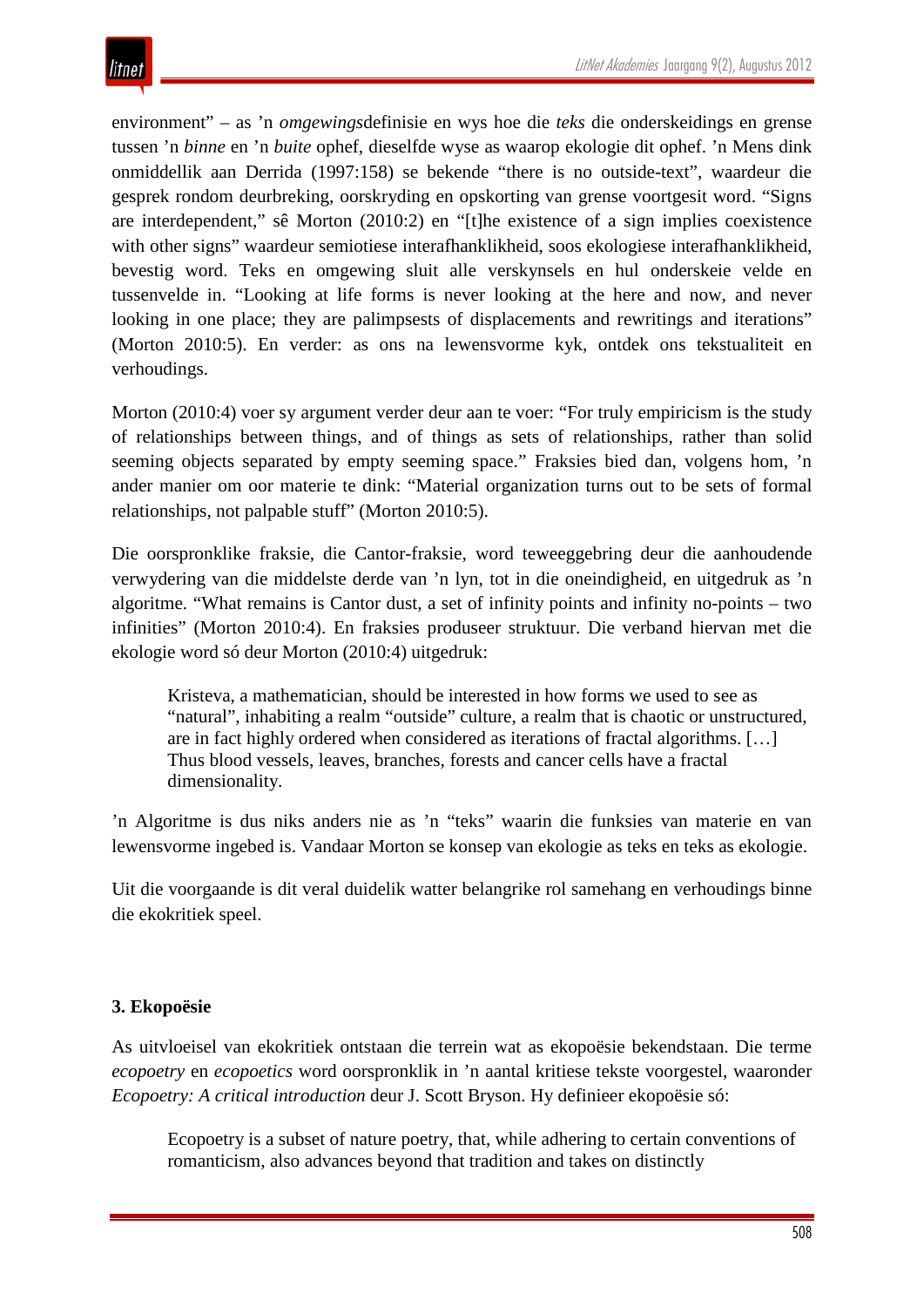environment" – as 'n *omgewings*definisie en wys hoe die *teks* die onderskeidings en grense tussen 'n *binne* en 'n *buite* ophef, dieselfde wyse as waarop ekologie dit ophef. 'n Mens dink onmiddellik aan Derrida (1997:158) se bekende "there is no outside-text", waardeur die gesprek rondom deurbreking, oorskryding en opskorting van grense voortgesit word. "Signs are interdependent," sê Morton (2010:2) en "[t]he existence of a sign implies coexistence with other signs" waardeur semiotiese interafhanklikheid, soos ekologiese interafhanklikheid, bevestig word. Teks en omgewing sluit alle verskynsels en hul onderskeie velde en tussenvelde in. "Looking at life forms is never looking at the here and now, and never looking in one place; they are palimpsests of displacements and rewritings and iterations" (Morton 2010:5). En verder: as ons na lewensvorme kyk, ontdek ons tekstualiteit en verhoudings.

Morton (2010:4) voer sy argument verder deur aan te voer: "For truly empiricism is the study of relationships between things, and of things as sets of relationships, rather than solid seeming objects separated by empty seeming space." Fraksies bied dan, volgens hom, 'n ander manier om oor materie te dink: "Material organization turns out to be sets of formal relationships, not palpable stuff" (Morton 2010:5).

Die oorspronklike fraksie, die Cantor-fraksie, word teweeggebring deur die aanhoudende verwydering van die middelste derde van 'n lyn, tot in die oneindigheid, en uitgedruk as 'n algoritme. "What remains is Cantor dust, a set of infinity points and infinity no-points – two infinities" (Morton 2010:4). En fraksies produseer struktuur. Die verband hiervan met die ekologie word só deur Morton (2010:4) uitgedruk:

> Kristeva, a mathematician, should be interested in how forms we used to see as "natural", inhabiting a realm "outside" culture, a realm that is chaotic or unstructured, are in fact highly ordered when considered as iterations of fractal algorithms. […] Thus blood vessels, leaves, branches, forests and cancer cells have a fractal dimensionality.

'n Algoritme is dus niks anders nie as 'n "teks" waarin die funksies van materie en van lewensvorme ingebed is. Vandaar Morton se konsep van ekologie as teks en teks as ekologie.

Uit die voorgaande is dit veral duidelik watter belangrike rol samehang en verhoudings binne die ekokritiek speel.

### 3. Ekopoësie

As uitvloeisel van ekokritiek ontstaan die terrein wat as ekopoësie bekendstaan. Die terme *ecopoetry* en *ecopoetics* word oorspronklik in 'n aantal kritiese tekste voorgestel, waaronder *Ecopoetry: A critical introduction* deur J. Scott Bryson. Hy definieer ekopoësie só:

> Ecopoetry is a subset of nature poetry, that, while adhering to certain conventions of romanticism, also advances beyond that tradition and takes on distinctly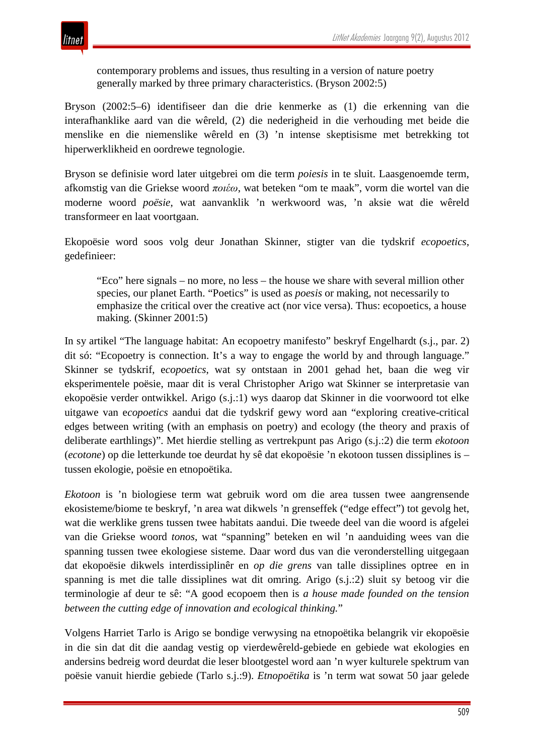> contemporary problems and issues, thus resulting in a version of nature poetry generally marked by three primary characteristics. (Bryson 2002:5)

Bryson (2002:5–6) identifiseer dan die drie kenmerke as (1) die erkenning van die interafhanklike aard van die wêreld, (2) die nederigheid in die verhouding met beide die menslike en die niemenslike wêreld en (3) 'n intense skeptisisme met betrekking tot hiperwerklikheid en oordrewe tegnologie.

Bryson se definisie word later uitgebrei om die term *poiesis* in te sluit. Laasgenoemde term, afkomstig van die Griekse woord *ποιέω*, wat beteken "om te maak", vorm die wortel van die moderne woord *poësie*, wat aanvanklik 'n werkwoord was, 'n aksie wat die wêreld transformeer en laat voortgaan.

Ekopoësie word soos volg deur Jonathan Skinner, stigter van die tydskrif *ecopoetics*, gedefinieer:

> "Eco" here signals – no more, no less – the house we share with several million other species, our planet Earth. "Poetics" is used as *poesis* or making, not necessarily to emphasize the critical over the creative act (nor vice versa). Thus: ecopoetics, a house making. (Skinner 2001:5)

In sy artikel "The language habitat: An ecopoetry manifesto" beskryf Engelhardt (s.j., par. 2) dit só: "Ecopoetry is connection. It's a way to engage the world by and through language." Skinner se tydskrif, e*copoetics*, wat sy ontstaan in 2001 gehad het, baan die weg vir eksperimentele poësie, maar dit is veral Christopher Arigo wat Skinner se interpretasie van ekopoësie verder ontwikkel. Arigo (s.j.:1) wys daarop dat Skinner in die voorwoord tot elke uitgawe van e*copoetics* aandui dat die tydskrif gewy word aan "exploring creative-critical edges between writing (with an emphasis on poetry) and ecology (the theory and praxis of deliberate earthlings)". Met hierdie stelling as vertrekpunt pas Arigo (s.j.:2) die term *ekotoon* (*ecotone*) op die letterkunde toe deurdat hy sê dat ekopoësie 'n ekotoon tussen dissiplines is – tussen ekologie, poësie en etnopoëtika.

*Ekotoon* is 'n biologiese term wat gebruik word om die area tussen twee aangrensende ekosisteme/biome te beskryf, 'n area wat dikwels 'n grenseffek ("edge effect") tot gevolg het, wat die werklike grens tussen twee habitats aandui. Die tweede deel van die woord is afgelei van die Griekse woord *tonos*, wat "spanning" beteken en wil 'n aanduiding wees van die spanning tussen twee ekologiese sisteme. Daar word dus van die veronderstelling uitgegaan dat ekopoësie dikwels interdissiplinêr en *op die grens* van talle dissiplines optree en in spanning is met die talle dissiplines wat dit omring. Arigo (s.j.:2) sluit sy betoog vir die terminologie af deur te sê: "A good ecopoem then is *a house made founded on the tension between the cutting edge of innovation and ecological thinking.*"

Volgens Harriet Tarlo is Arigo se bondige verwysing na etnopoëtika belangrik vir ekopoësie in die sin dat dit die aandag vestig op vierdewêreld-gebiede en gebiede wat ekologies en andersins bedreig word deurdat die leser blootgestel word aan 'n wyer kulturele spektrum van poësie vanuit hierdie gebiede (Tarlo s.j.:9). *Etnopoëtika* is 'n term wat sowat 50 jaar gelede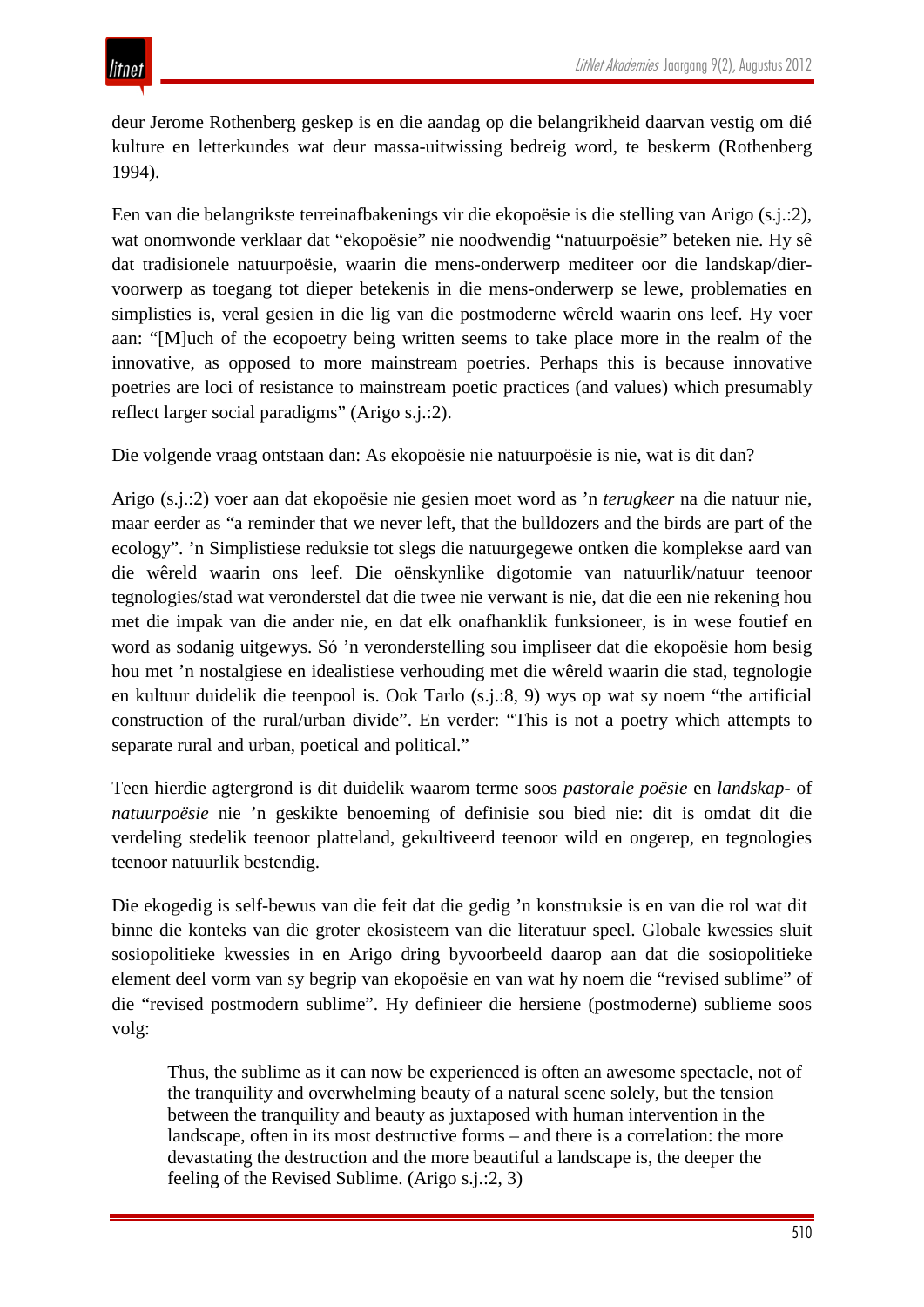deur Jerome Rothenberg geskep is en die aandag op die belangrikheid daarvan vestig om dié kulture en letterkundes wat deur massa-uitwissing bedreig word, te beskerm (Rothenberg 1994).

Een van die belangrikste terreinafbakenings vir die ekopoësie is die stelling van Arigo (s.j.:2), wat onomwonde verklaar dat "ekopoësie" nie noodwendig "natuurpoësie" beteken nie. Hy sê dat tradisionele natuurpoësie, waarin die mens-onderwerp mediteer oor die landskap/dier-voorwerp as toegang tot dieper betekenis in die mens-onderwerp se lewe, problematies en simplisties is, veral gesien in die lig van die postmoderne wêreld waarin ons leef. Hy voer aan: "[M]uch of the ecopoetry being written seems to take place more in the realm of the innovative, as opposed to more mainstream poetries. Perhaps this is because innovative poetries are loci of resistance to mainstream poetic practices (and values) which presumably reflect larger social paradigms" (Arigo s.j.:2).

Die volgende vraag ontstaan dan: As ekopoësie nie natuurpoësie is nie, wat is dit dan?

Arigo (s.j.:2) voer aan dat ekopoësie nie gesien moet word as 'n *terugkeer* na die natuur nie, maar eerder as "a reminder that we never left, that the bulldozers and the birds are part of the ecology". 'n Simplistiese reduksie tot slegs die natuurgegewe ontken die komplekse aard van die wêreld waarin ons leef. Die oënskynlike digotomie van natuurlik/natuur teenoor tegnologies/stad wat veronderstel dat die twee nie verwant is nie, dat die een nie rekening hou met die impak van die ander nie, en dat elk onafhanklik funksioneer, is in wese foutief en word as sodanig uitgewys. Só 'n veronderstelling sou impliseer dat die ekopoësie hom besig hou met 'n nostalgiese en idealistiese verhouding met die wêreld waarin die stad, tegnologie en kultuur duidelik die teenpool is. Ook Tarlo (s.j.:8, 9) wys op wat sy noem "the artificial construction of the rural/urban divide". En verder: "This is not a poetry which attempts to separate rural and urban, poetical and political."

Teen hierdie agtergrond is dit duidelik waarom terme soos *pastorale poësie* en *landskap*- of *natuurpoësie* nie 'n geskikte benoeming of definisie sou bied nie: dit is omdat dit die verdeling stedelik teenoor platteland, gekultiveerd teenoor wild en ongerep, en tegnologies teenoor natuurlik bestendig.

Die ekogedig is self-bewus van die feit dat die gedig 'n konstruksie is en van die rol wat dit binne die konteks van die groter ekosisteem van die literatuur speel. Globale kwessies sluit sosiopolitieke kwessies in en Arigo dring byvoorbeeld daarop aan dat die sosiopolitieke element deel vorm van sy begrip van ekopoësie en van wat hy noem die "revised sublime" of die "revised postmodern sublime". Hy definieer die hersiene (postmoderne) sublieme soos volg:

> Thus, the sublime as it can now be experienced is often an awesome spectacle, not of the tranquility and overwhelming beauty of a natural scene solely, but the tension between the tranquility and beauty as juxtaposed with human intervention in the landscape, often in its most destructive forms – and there is a correlation: the more devastating the destruction and the more beautiful a landscape is, the deeper the feeling of the Revised Sublime. (Arigo s.j.:2, 3)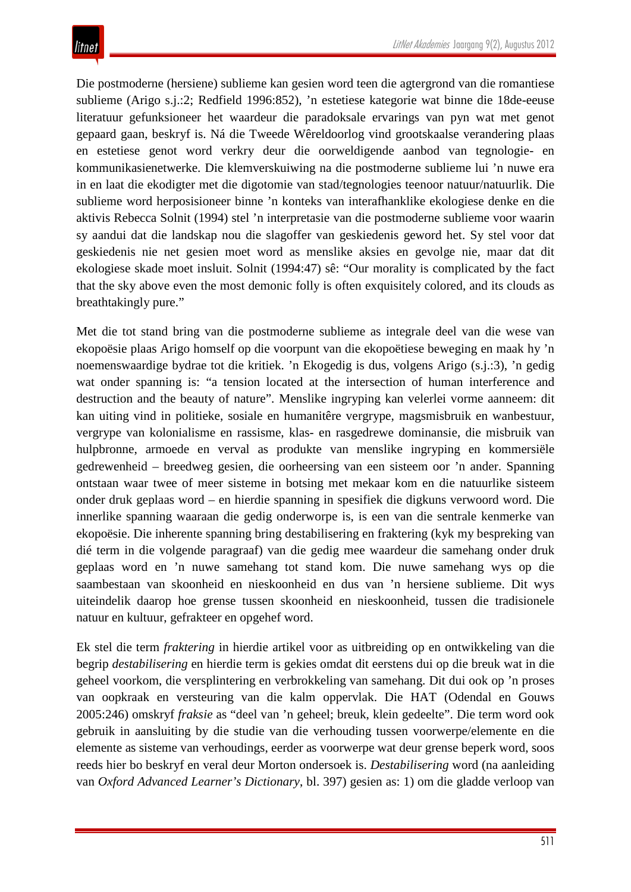Die postmoderne (hersiene) sublieme kan gesien word teen die agtergrond van die romantiese sublieme (Arigo s.j.:2; Redfield 1996:852), ’n estetiese kategorie wat binne die 18de-eeuse literatuur gefunksioneer het waardeur die paradoksale ervarings van pyn wat met genot gepaard gaan, beskryf is. Ná die Tweede Wêreldoorlog vind grootskaalse verandering plaas en estetiese genot word verkry deur die oorweldigende aanbod van tegnologie- en kommunikasienetwerke. Die klemverskuiwing na die postmoderne sublieme lui ’n nuwe era in en laat die ekodigter met die digotomie van stad/tegnologies teenoor natuur/natuurlik. Die sublieme word herposisioneer binne ’n konteks van interafhanklike ekologiese denke en die aktivis Rebecca Solnit (1994) stel ’n interpretasie van die postmoderne sublieme voor waarin sy aandui dat die landskap nou die slagoffer van geskiedenis geword het. Sy stel voor dat geskiedenis nie net gesien moet word as menslike aksies en gevolge nie, maar dat dit ekologiese skade moet insluit. Solnit (1994:47) sê: “Our morality is complicated by the fact that the sky above even the most demonic folly is often exquisitely colored, and its clouds as breathtakingly pure.”

Met die tot stand bring van die postmoderne sublieme as integrale deel van die wese van ekopoësie plaas Arigo homself op die voorpunt van die ekopoëtiese beweging en maak hy ’n noemenswaardige bydrae tot die kritiek. ’n Ekogedig is dus, volgens Arigo (s.j.:3), ’n gedig wat onder spanning is: “a tension located at the intersection of human interference and destruction and the beauty of nature”. Menslike ingryping kan velerlei vorme aanneem: dit kan uiting vind in politieke, sosiale en humanitêre vergrype, magsmisbruik en wanbestuur, vergrype van kolonialisme en rassisme, klas- en rasgedrewe dominansie, die misbruik van hulpbronne, armoede en verval as produkte van menslike ingryping en kommersiële gedrewenheid – breedweg gesien, die oorheersing van een sisteem oor ’n ander. Spanning ontstaan waar twee of meer sisteme in botsing met mekaar kom en die natuurlike sisteem onder druk geplaas word – en hierdie spanning in spesifiek die digkuns verwoord word. Die innerlike spanning waaraan die gedig onderworpe is, is een van die sentrale kenmerke van ekopoësie. Die inherente spanning bring destabilisering en fraktering (kyk my bespreking van dié term in die volgende paragraaf) van die gedig mee waardeur die samehang onder druk geplaas word en ’n nuwe samehang tot stand kom. Die nuwe samehang wys op die saambestaan van skoonheid en nieskoonheid en dus van ’n hersiene sublieme. Dit wys uiteindelik daarop hoe grense tussen skoonheid en nieskoonheid, tussen die tradisionele natuur en kultuur, gefrakteer en opgehef word.

Ek stel die term *fraktering* in hierdie artikel voor as uitbreiding op en ontwikkeling van die begrip *destabilisering* en hierdie term is gekies omdat dit eerstens dui op die breuk wat in die geheel voorkom, die versplintering en verbrokkeling van samehang. Dit dui ook op ’n proses van oopkraak en versteuring van die kalm oppervlak. Die HAT (Odendal en Gouws 2005:246) omskryf *fraksie* as “deel van ’n geheel; breuk, klein gedeelte”. Die term word ook gebruik in aansluiting by die studie van die verhouding tussen voorwerpe/elemente en die elemente as sisteme van verhoudings, eerder as voorwerpe wat deur grense beperk word, soos reeds hier bo beskryf en veral deur Morton ondersoek is. *Destabilisering* word (na aanleiding van *Oxford Advanced Learner’s Dictionary*, bl. 397) gesien as: 1) om die gladde verloop van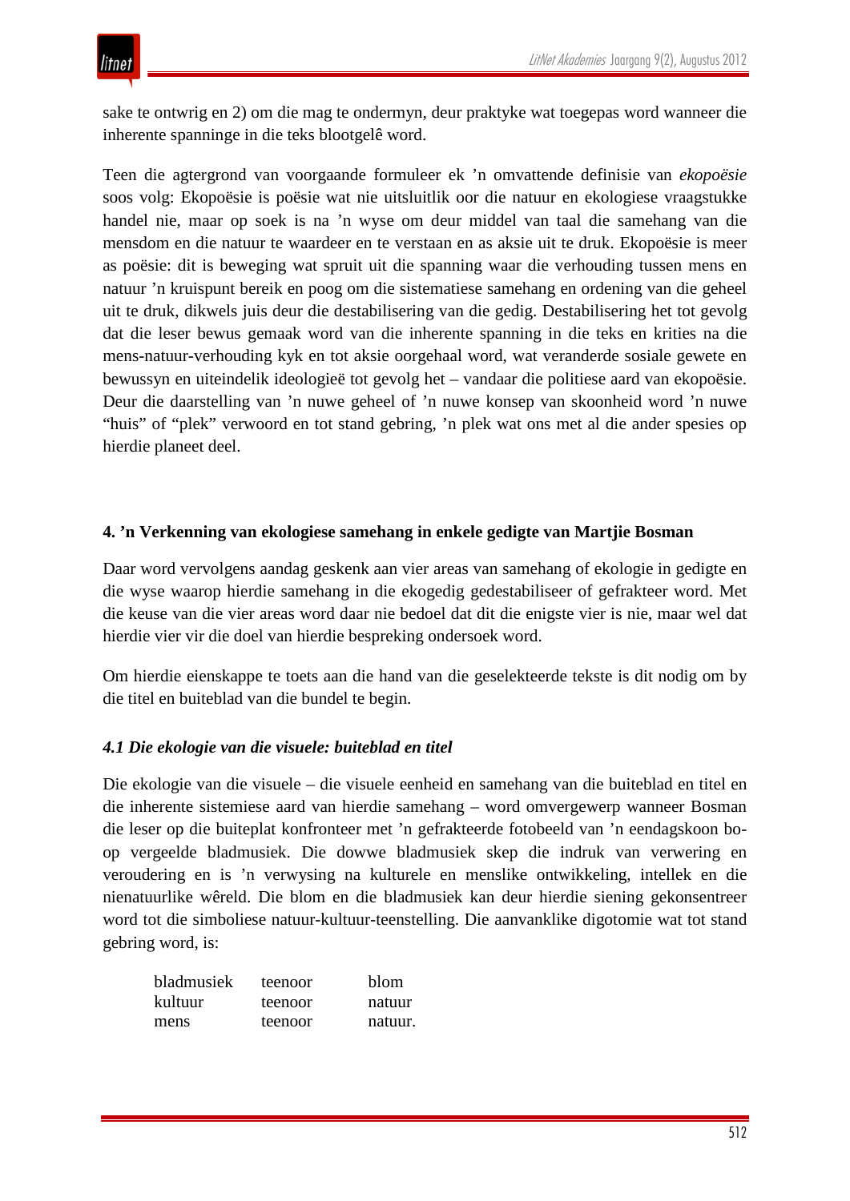sake te ontwrig en 2) om die mag te ondermyn, deur praktyke wat toegepas word wanneer die inherente spanninge in die teks blootgelê word.

Teen die agtergrond van voorgaande formuleer ek ’n omvattende definisie van *ekopoësie* soos volg: Ekopoësie is poësie wat nie uitsluitlik oor die natuur en ekologiese vraagstukke handel nie, maar op soek is na ’n wyse om deur middel van taal die samehang van die mensdom en die natuur te waardeer en te verstaan en as aksie uit te druk. Ekopoësie is meer as poësie: dit is beweging wat spruit uit die spanning waar die verhouding tussen mens en natuur ’n kruispunt bereik en poog om die sistematiese samehang en ordening van die geheel uit te druk, dikwels juis deur die destabilisering van die gedig. Destabilisering het tot gevolg dat die leser bewus gemaak word van die inherente spanning in die teks en krities na die mens-natuur-verhouding kyk en tot aksie oorgehaal word, wat veranderde sosiale gewete en bewussyn en uiteindelik ideologieë tot gevolg het – vandaar die politiese aard van ekopoësie. Deur die daarstelling van ’n nuwe geheel of ’n nuwe konsep van skoonheid word ’n nuwe “huis” of “plek” verwoord en tot stand gebring, ’n plek wat ons met al die ander spesies op hierdie planeet deel.

## 4. ’n Verkenning van ekologiese samehang in enkele gedigte van Martjie Bosman

Daar word vervolgens aandag geskenk aan vier areas van samehang of ekologie in gedigte en die wyse waarop hierdie samehang in die ekogedig gedestabiliseer of gefrakteer word. Met die keuse van die vier areas word daar nie bedoel dat dit die enigste vier is nie, maar wel dat hierdie vier vir die doel van hierdie bespreking ondersoek word.

Om hierdie eienskappe te toets aan die hand van die geselekteerde tekste is dit nodig om by die titel en buiteblad van die bundel te begin.

### *4.1 Die ekologie van die visuele: buiteblad en titel*

Die ekologie van die visuele – die visuele eenheid en samehang van die buiteblad en titel en die inherente sistemiese aard van hierdie samehang – word omvergewerp wanneer Bosman die leser op die buiteplat konfronteer met ’n gefrakteerde fotobeeld van ’n eendagskoon bo-op vergeelde bladmusiek. Die dowwe bladmusiek skep die indruk van verwering en veroudering en is ’n verwysing na kulturele en menslike ontwikkeling, intellek en die nienatuurlike wêreld. Die blom en die bladmusiek kan deur hierdie siening gekonsentreer word tot die simboliese natuur-kultuur-teenstelling. Die aanvanklike digotomie wat tot stand gebring word, is:

| | | |
|---|---|---|
| bladmusiek | teenoor | blom |
| kultuur | teenoor | natuur |
| mens | teenoor | natuur. |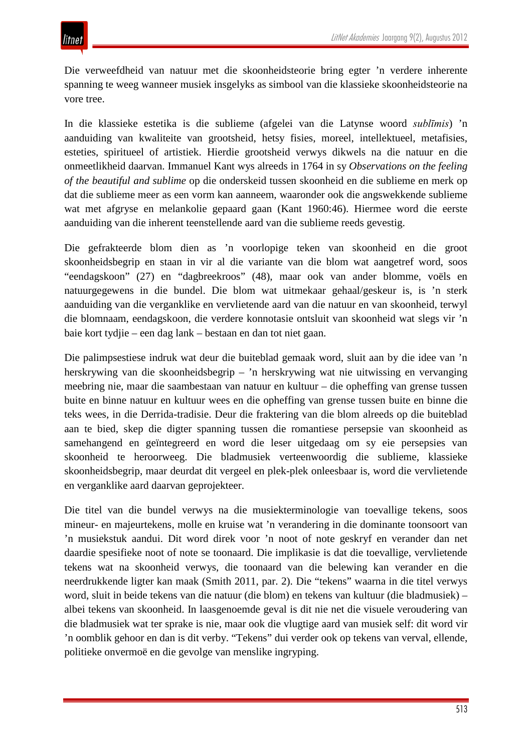Die verweefdheid van natuur met die skoonheidsteorie bring egter ’n verdere inherente spanning te weeg wanneer musiek insgelyks as simbool van die klassieke skoonheidsteorie na vore tree.

In die klassieke estetika is die sublieme (afgelei van die Latynse woord *sublīmis*) ’n aanduiding van kwaliteite van grootsheid, hetsy fisies, moreel, intellektueel, metafisies, esteties, spiritueel of artistiek. Hierdie grootsheid verwys dikwels na die natuur en die onmeetlikheid daarvan. Immanuel Kant wys alreeds in 1764 in sy *Observations on the feeling of the beautiful and sublime* op die onderskeid tussen skoonheid en die sublieme en merk op dat die sublieme meer as een vorm kan aanneem, waaronder ook die angswekkende sublieme wat met afgryse en melankolie gepaard gaan (Kant 1960:46). Hiermee word die eerste aanduiding van die inherent teenstellende aard van die sublieme reeds gevestig.

Die gefrakteerde blom dien as ’n voorlopige teken van skoonheid en die groot skoonheidsbegrip en staan in vir al die variante van die blom wat aangetref word, soos “eendagskoon” (27) en “dagbreekroos” (48), maar ook van ander blomme, voëls en natuurgegewens in die bundel. Die blom wat uitmekaar gehaal/geskeur is, is ’n sterk aanduiding van die verganklike en vervlietende aard van die natuur en van skoonheid, terwyl die blomnaam, eendagskoon, die verdere konnotasie ontsluit van skoonheid wat slegs vir ’n baie kort tydjie – een dag lank – bestaan en dan tot niet gaan.

Die palimpsestiese indruk wat deur die buiteblad gemaak word, sluit aan by die idee van ’n herskrywing van die skoonheidsbegrip – ’n herskrywing wat nie uitwissing en vervanging meebring nie, maar die saambestaan van natuur en kultuur – die opheffing van grense tussen buite en binne natuur en kultuur wees en die opheffing van grense tussen buite en binne die teks wees, in die Derrida-tradisie. Deur die fraktering van die blom alreeds op die buiteblad aan te bied, skep die digter spanning tussen die romantiese persepsie van skoonheid as samehangend en geïntegreerd en word die leser uitgedaag om sy eie persepsies van skoonheid te heroorweeg. Die bladmusiek verteenwoordig die sublieme, klassieke skoonheidsbegrip, maar deurdat dit vergeel en plek-plek onleesbaar is, word die vervlietende en verganklike aard daarvan geprojekteer.

Die titel van die bundel verwys na die musiekterminologie van toevallige tekens, soos mineur- en majeurtekens, molle en kruise wat ’n verandering in die dominante toonsoort van ’n musiekstuk aandui. Dit word direk voor ’n noot of note geskryf en verander dan net daardie spesifieke noot of note se toonaard. Die implikasie is dat die toevallige, vervlietende tekens wat na skoonheid verwys, die toonaard van die belewing kan verander en die neerdrukkende ligter kan maak (Smith 2011, par. 2). Die “tekens” waarna in die titel verwys word, sluit in beide tekens van die natuur (die blom) en tekens van kultuur (die bladmusiek) – albei tekens van skoonheid. In laasgenoemde geval is dit nie net die visuele veroudering van die bladmusiek wat ter sprake is nie, maar ook die vlugtige aard van musiek self: dit word vir ’n oomblik gehoor en dan is dit verby. “Tekens” dui verder ook op tekens van verval, ellende, politieke onvermoë en die gevolge van menslike ingryping.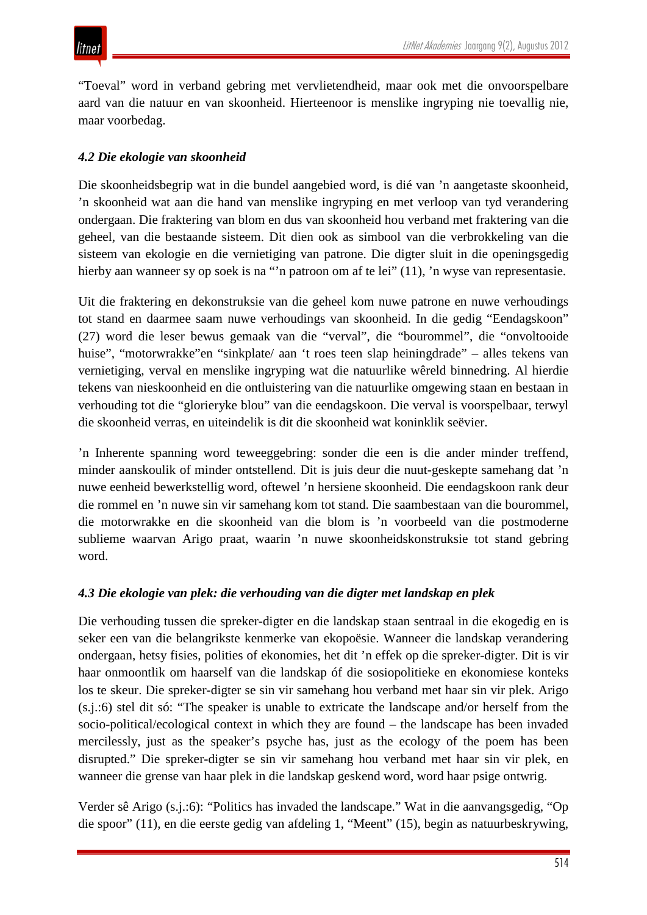"Toeval" word in verband gebring met vervlietendheid, maar ook met die onvoorspelbare aard van die natuur en van skoonheid. Hierteenoor is menslike ingryping nie toevallig nie, maar voorbedag.

### *4.2 Die ekologie van skoonheid*

Die skoonheidsbegrip wat in die bundel aangebied word, is dié van 'n aangetaste skoonheid, 'n skoonheid wat aan die hand van menslike ingryping en met verloop van tyd verandering ondergaan. Die fraktering van blom en dus van skoonheid hou verband met fraktering van die geheel, van die bestaande sisteem. Dit dien ook as simbool van die verbrokkeling van die sisteem van ekologie en die vernietiging van patrone. Die digter sluit in die openingsgedig hierby aan wanneer sy op soek is na "'n patroon om af te lei" (11), 'n wyse van representasie.

Uit die fraktering en dekonstruksie van die geheel kom nuwe patrone en nuwe verhoudings tot stand en daarmee saam nuwe verhoudings van skoonheid. In die gedig "Eendagskoon" (27) word die leser bewus gemaak van die "verval", die "bourommel", die "onvoltooide huise", "motorwrakke"en "sinkplate/ aan 't roes teen slap heiningdrade" – alles tekens van vernietiging, verval en menslike ingryping wat die natuurlike wêreld binnedring. Al hierdie tekens van nieskoonheid en die ontluistering van die natuurlike omgewing staan en bestaan in verhouding tot die "glorieryke blou" van die eendagskoon. Die verval is voorspelbaar, terwyl die skoonheid verras, en uiteindelik is dit die skoonheid wat koninklik seëvier.

'n Inherente spanning word teweeggebring: sonder die een is die ander minder treffend, minder aanskoulik of minder ontstellend. Dit is juis deur die nuut-geskepte samehang dat 'n nuwe eenheid bewerkstellig word, oftewel 'n hersiene skoonheid. Die eendagskoon rank deur die rommel en 'n nuwe sin vir samehang kom tot stand. Die saambestaan van die bourommel, die motorwrakke en die skoonheid van die blom is 'n voorbeeld van die postmoderne sublieme waarvan Arigo praat, waarin 'n nuwe skoonheidskonstruksie tot stand gebring word.

### *4.3 Die ekologie van plek: die verhouding van die digter met landskap en plek*

Die verhouding tussen die spreker-digter en die landskap staan sentraal in die ekogedig en is seker een van die belangrikste kenmerke van ekopoësie. Wanneer die landskap verandering ondergaan, hetsy fisies, polities of ekonomies, het dit 'n effek op die spreker-digter. Dit is vir haar onmoontlik om haarself van die landskap óf die sosiopolitieke en ekonomiese konteks los te skeur. Die spreker-digter se sin vir samehang hou verband met haar sin vir plek. Arigo (s.j.:6) stel dit só: "The speaker is unable to extricate the landscape and/or herself from the socio-political/ecological context in which they are found – the landscape has been invaded mercilessly, just as the speaker's psyche has, just as the ecology of the poem has been disrupted." Die spreker-digter se sin vir samehang hou verband met haar sin vir plek, en wanneer die grense van haar plek in die landskap geskend word, word haar psige ontwrig.

Verder sê Arigo (s.j.:6): "Politics has invaded the landscape." Wat in die aanvangsgedig, "Op die spoor" (11), en die eerste gedig van afdeling 1, "Meent" (15), begin as natuurbeskrywing,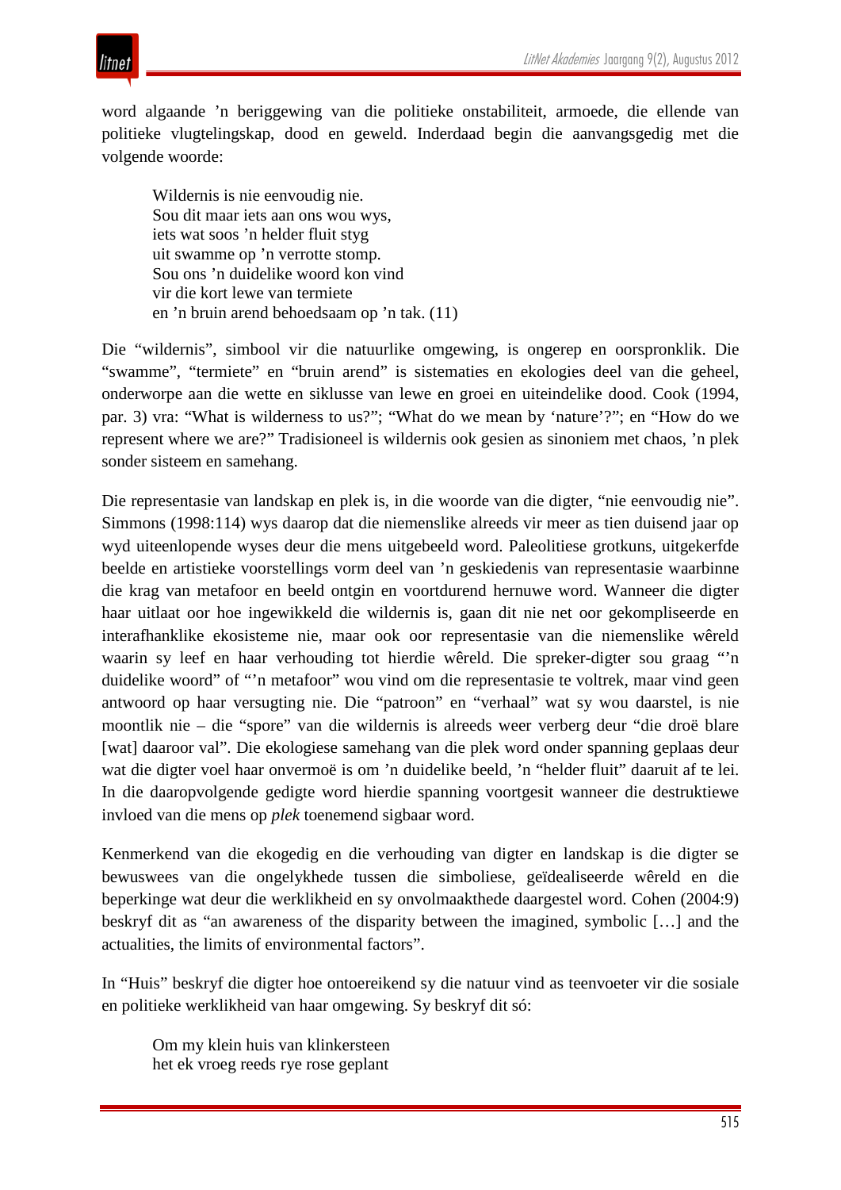word algaande ’n beriggewing van die politieke onstabiliteit, armoede, die ellende van politieke vlugtelingskap, dood en geweld. Inderdaad begin die aanvangsgedig met die volgende woorde:

> Wildernis is nie eenvoudig nie.
> Sou dit maar iets aan ons wou wys,
> iets wat soos ’n helder fluit styg
> uit swamme op ’n verrotte stomp.
> Sou ons ’n duidelike woord kon vind
> vir die kort lewe van termiete
> en ’n bruin arend behoedsaam op ’n tak. (11)

Die “wildernis”, simbool vir die natuurlike omgewing, is ongerep en oorspronklik. Die “swamme”, “termiete” en “bruin arend” is sistematies en ekologies deel van die geheel, onderworpe aan die wette en siklusse van lewe en groei en uiteindelike dood. Cook (1994, par. 3) vra: “What is wilderness to us?”; “What do we mean by ‘nature’?”; en “How do we represent where we are?” Tradisioneel is wildernis ook gesien as sinoniem met chaos, ’n plek sonder sisteem en samehang.

Die representasie van landskap en plek is, in die woorde van die digter, “nie eenvoudig nie”. Simmons (1998:114) wys daarop dat die niemenslike alreeds vir meer as tien duisend jaar op wyd uiteenlopende wyses deur die mens uitgebeeld word. Paleolitiese grotkuns, uitgekerfde beelde en artistieke voorstellings vorm deel van ’n geskiedenis van representasie waarbinne die krag van metafoor en beeld ontgin en voortdurend hernuwe word. Wanneer die digter haar uitlaat oor hoe ingewikkeld die wildernis is, gaan dit nie net oor gekompliseerde en interafhanklike ekosisteme nie, maar ook oor representasie van die niemenslike wêreld waarin sy leef en haar verhouding tot hierdie wêreld. Die spreker-digter sou graag “’n duidelike woord” of “’n metafoor” wou vind om die representasie te voltrek, maar vind geen antwoord op haar versugting nie. Die “patroon” en “verhaal” wat sy wou daarstel, is nie moontlik nie – die “spore” van die wildernis is alreeds weer verberg deur “die droë blare [wat] daaroor val”. Die ekologiese samehang van die plek word onder spanning geplaas deur wat die digter voel haar onvermoë is om ’n duidelike beeld, ’n “helder fluit” daaruit af te lei. In die daaropvolgende gedigte word hierdie spanning voortgesit wanneer die destruktiewe invloed van die mens op *plek* toenemend sigbaar word.

Kenmerkend van die ekogedig en die verhouding van digter en landskap is die digter se bewuswees van die ongelykhede tussen die simboliese, geïdealiseerde wêreld en die beperkinge wat deur die werklikheid en sy onvolmaakthede daargestel word. Cohen (2004:9) beskryf dit as “an awareness of the disparity between the imagined, symbolic […] and the actualities, the limits of environmental factors”.

In “Huis” beskryf die digter hoe ontoereikend sy die natuur vind as teenvoeter vir die sosiale en politieke werklikheid van haar omgewing. Sy beskryf dit só:

> Om my klein huis van klinkersteen
> het ek vroeg reeds rye rose geplant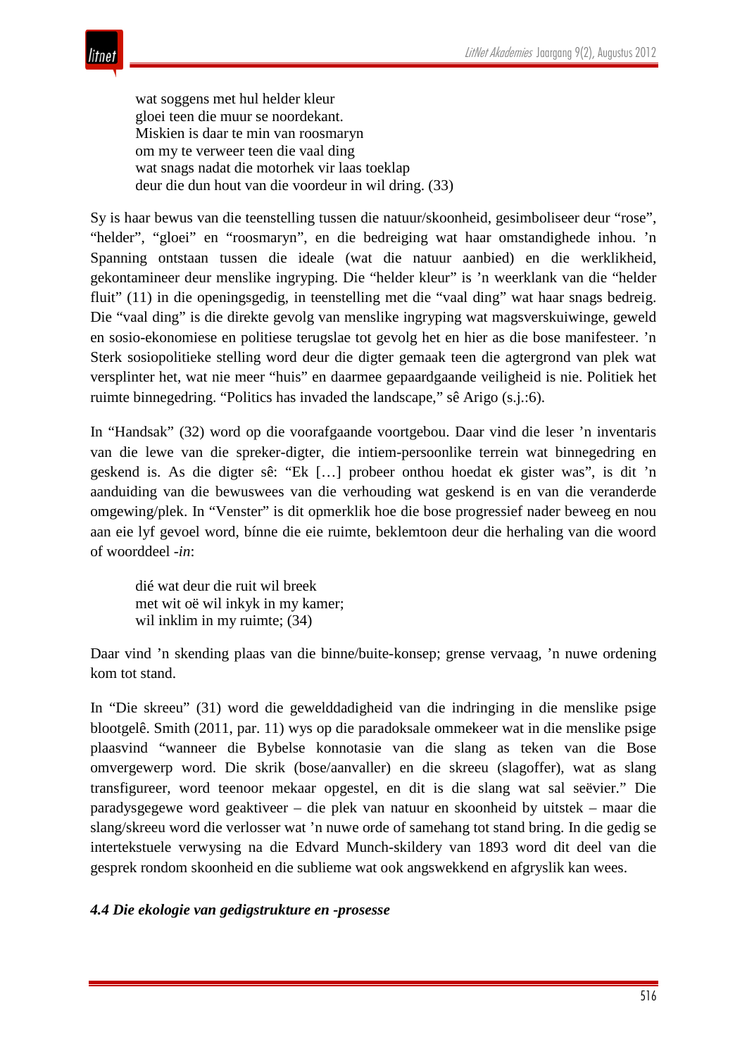> wat soggens met hul helder kleur  
> gloei teen die muur se noordekant.  
> Miskien is daar te min van roosmaryn  
> om my te verweer teen die vaal ding  
> wat snags nadat die motorhek vir laas toeklap  
> deur die dun hout van die voordeur in wil dring. (33)

Sy is haar bewus van die teenstelling tussen die natuur/skoonheid, gesimboliseer deur "rose", "helder", "gloei" en "roosmaryn", en die bedreiging wat haar omstandighede inhou. 'n Spanning ontstaan tussen die ideale (wat die natuur aanbied) en die werklikheid, gekontamineer deur menslike ingryping. Die "helder kleur" is 'n weerklank van die "helder fluit" (11) in die openingsgedig, in teenstelling met die "vaal ding" wat haar snags bedreig. Die "vaal ding" is die direkte gevolg van menslike ingryping wat magsverskuiwinge, geweld en sosio-ekonomiese en politiese terugslae tot gevolg het en hier as die bose manifesteer. 'n Sterk sosiopolitieke stelling word deur die digter gemaak teen die agtergrond van plek wat versplinter het, wat nie meer "huis" en daarmee gepaardgaande veiligheid is nie. Politiek het ruimte binnegedring. "Politics has invaded the landscape," sê Arigo (s.j.:6).

In "Handsak" (32) word op die voorafgaande voortgebou. Daar vind die leser 'n inventaris van die lewe van die spreker-digter, die intiem-persoonlike terrein wat binnegedring en geskend is. As die digter sê: "Ek [...] probeer onthou hoedat ek gister was", is dit 'n aanduiding van die bewuswees van die verhouding wat geskend is en van die veranderde omgewing/plek. In "Venster" is dit opmerklik hoe die bose progressief nader beweeg en nou aan eie lyf gevoel word, bínne die eie ruimte, beklemtoon deur die herhaling van die woord of woorddeel *-in*:

> dié wat deur die ruit wil breek  
> met wit oë wil inkyk in my kamer;  
> wil inklim in my ruimte; (34)

Daar vind 'n skending plaas van die binne/buite-konsep; grense vervaag, 'n nuwe ordening kom tot stand.

In "Die skreeu" (31) word die gewelddadigheid van die indringing in die menslike psige blootgelê. Smith (2011, par. 11) wys op die paradoksale ommekeer wat in die menslike psige plaasvind "wanneer die Bybelse konnotasie van die slang as teken van die Bose omvergewerp word. Die skrik (bose/aanvaller) en die skreeu (slagoffer), wat as slang transfigureer, word teenoor mekaar opgestel, en dit is die slang wat sal seëvier." Die paradysgegewe word geaktiveer – die plek van natuur en skoonheid by uitstek – maar die slang/skreeu word die verlosser wat 'n nuwe orde of samehang tot stand bring. In die gedig se intertekstuele verwysing na die Edvard Munch-skildery van 1893 word dit deel van die gesprek rondom skoonheid en die sublieme wat ook angswekkend en afgryslik kan wees.

### *4.4 Die ekologie van gedigstrukture en -prosesse*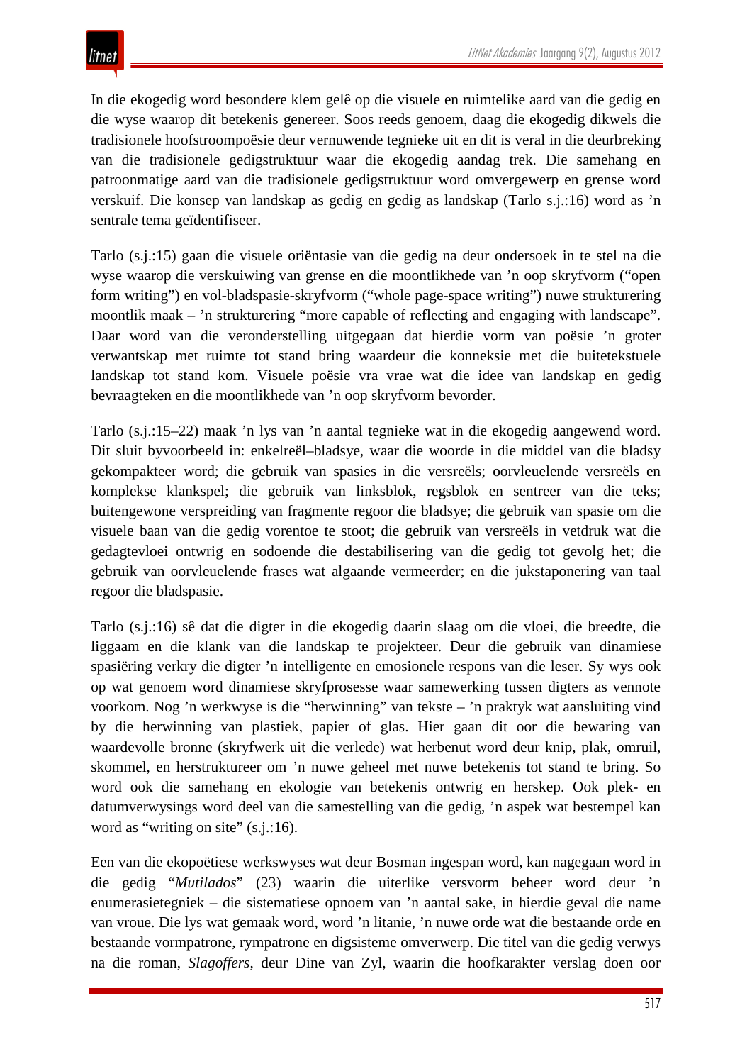In die ekogedig word besondere klem gelê op die visuele en ruimtelike aard van die gedig en die wyse waarop dit betekenis genereer. Soos reeds genoem, daag die ekogedig dikwels die tradisionele hoofstroompoësie deur vernuwende tegnieke uit en dit is veral in die deurbreking van die tradisionele gedigstruktuur waar die ekogedig aandag trek. Die samehang en patroonmatige aard van die tradisionele gedigstruktuur word omvergewerp en grense word verskuif. Die konsep van landskap as gedig en gedig as landskap (Tarlo s.j.:16) word as ’n sentrale tema geïdentifiseer.

Tarlo (s.j.:15) gaan die visuele oriëntasie van die gedig na deur ondersoek in te stel na die wyse waarop die verskuiwing van grense en die moontlikhede van ’n oop skryfvorm (“open form writing”) en vol-bladspasie-skryfvorm (“whole page-space writing”) nuwe strukturering moontlik maak – ’n strukturering “more capable of reflecting and engaging with landscape”. Daar word van die veronderstelling uitgegaan dat hierdie vorm van poësie ’n groter verwantskap met ruimte tot stand bring waardeur die konneksie met die buitetekstuele landskap tot stand kom. Visuele poësie vra vrae wat die idee van landskap en gedig bevraagteken en die moontlikhede van ’n oop skryfvorm bevorder.

Tarlo (s.j.:15–22) maak ’n lys van ’n aantal tegnieke wat in die ekogedig aangewend word. Dit sluit byvoorbeeld in: enkelreël–bladsye, waar die woorde in die middel van die bladsy gekompakteer word; die gebruik van spasies in die versreëls; oorvleuelende versreëls en komplekse klankspel; die gebruik van linksblok, regsblok en sentreer van die teks; buitengewone verspreiding van fragmente regoor die bladsye; die gebruik van spasie om die visuele baan van die gedig vorentoe te stoot; die gebruik van versreëls in vetdruk wat die gedagtevloei ontwrig en sodoende die destabilisering van die gedig tot gevolg het; die gebruik van oorvleuelende frases wat algaande vermeerder; en die jukstaponering van taal regoor die bladspasie.

Tarlo (s.j.:16) sê dat die digter in die ekogedig daarin slaag om die vloei, die breedte, die liggaam en die klank van die landskap te projekteer. Deur die gebruik van dinamiese spasiëring verkry die digter ’n intelligente en emosionele respons van die leser. Sy wys ook op wat genoem word dinamiese skryfprosesse waar samewerking tussen digters as vennote voorkom. Nog ’n werkwyse is die “herwinning” van tekste – ’n praktyk wat aansluiting vind by die herwinning van plastiek, papier of glas. Hier gaan dit oor die bewaring van waardevolle bronne (skryfwerk uit die verlede) wat herbenut word deur knip, plak, omruil, skommel, en herstruktureer om ’n nuwe geheel met nuwe betekenis tot stand te bring. So word ook die samehang en ekologie van betekenis ontwrig en herskep. Ook plek- en datumverwysings word deel van die samestelling van die gedig, ’n aspek wat bestempel kan word as “writing on site” (s.j.:16).

Een van die ekopoëtiese werkswyses wat deur Bosman ingespan word, kan nagegaan word in die gedig “*Mutilados*” (23) waarin die uiterlike versvorm beheer word deur ’n enumerasietegniek – die sistematiese opnoem van ’n aantal sake, in hierdie geval die name van vroue. Die lys wat gemaak word, word ’n litanie, ’n nuwe orde wat die bestaande orde en bestaande vormpatrone, rympatrone en digsisteme omverwerp. Die titel van die gedig verwys na die roman, *Slagoffers*, deur Dine van Zyl, waarin die hoofkarakter verslag doen oor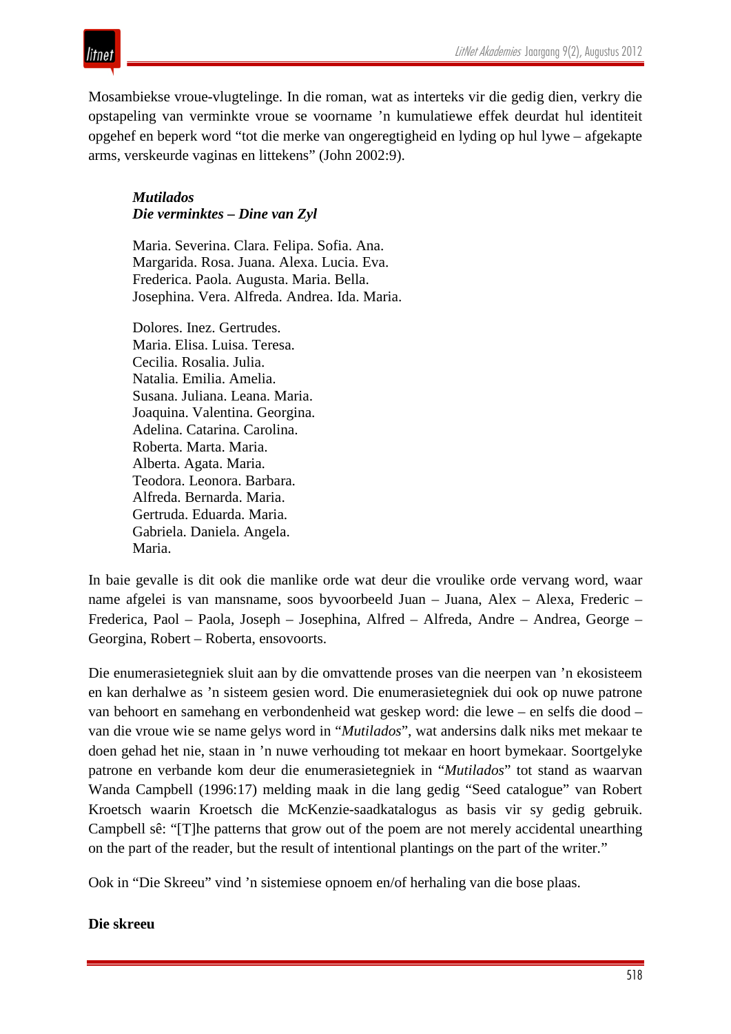Mosambiekse vroue-vlugtelinge. In die roman, wat as interteks vir die gedig dien, verkry die opstapeling van verminkte vroue se voorname ’n kumulatiewe effek deurdat hul identiteit opgehef en beperk word “tot die merke van ongeregtigheid en lyding op hul lywe – afgekapte arms, verskeurde vaginas en littekens” (John 2002:9).

***Mutilados***  
***Die verminktes – Dine van Zyl***

Maria. Severina. Clara. Felipa. Sofia. Ana.  
Margarida. Rosa. Juana. Alexa. Lucia. Eva.  
Frederica. Paola. Augusta. Maria. Bella.  
Josephina. Vera. Alfreda. Andrea. Ida. Maria.

Dolores. Inez. Gertrudes.  
Maria. Elisa. Luisa. Teresa.  
Cecilia. Rosalia. Julia.  
Natalia. Emilia. Amelia.  
Susana. Juliana. Leana. Maria.  
Joaquina. Valentina. Georgina.  
Adelina. Catarina. Carolina.  
Roberta. Marta. Maria.  
Alberta. Agata. Maria.  
Teodora. Leonora. Barbara.  
Alfreda. Bernarda. Maria.  
Gertruda. Eduarda. Maria.  
Gabriela. Daniela. Angela.  
Maria.

In baie gevalle is dit ook die manlike orde wat deur die vroulike orde vervang word, waar name afgelei is van mansname, soos byvoorbeeld Juan – Juana, Alex – Alexa, Frederic – Frederica, Paol – Paola, Joseph – Josephina, Alfred – Alfreda, Andre – Andrea, George – Georgina, Robert – Roberta, ensovoorts.

Die enumerasietegniek sluit aan by die omvattende proses van die neerpen van ’n ekosisteem en kan derhalwe as ’n sisteem gesien word. Die enumerasietegniek dui ook op nuwe patrone van behoort en samehang en verbondenheid wat geskep word: die lewe – en selfs die dood – van die vroue wie se name gelys word in “*Mutilados*”, wat andersins dalk niks met mekaar te doen gehad het nie, staan in ’n nuwe verhouding tot mekaar en hoort bymekaar. Soortgelyke patrone en verbande kom deur die enumerasietegniek in “*Mutilados*” tot stand as waarvan Wanda Campbell (1996:17) melding maak in die lang gedig “Seed catalogue” van Robert Kroetsch waarin Kroetsch die McKenzie-saadkatalogus as basis vir sy gedig gebruik. Campbell sê: “[T]he patterns that grow out of the poem are not merely accidental unearthing on the part of the reader, but the result of intentional plantings on the part of the writer.”

Ook in “Die Skreeu” vind ’n sistemiese opnoem en/of herhaling van die bose plaas.

**Die skreeu**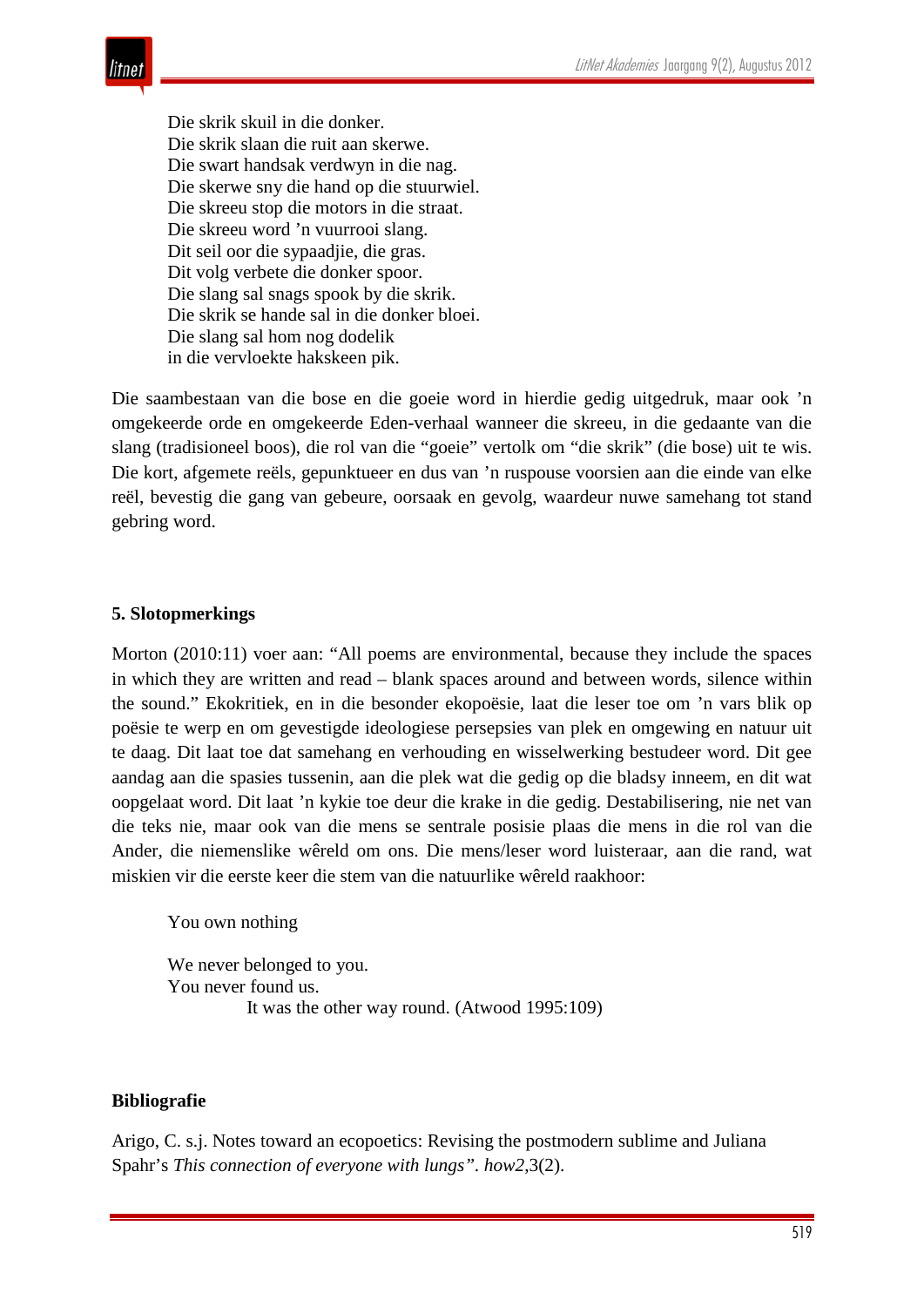Die skrik skuil in die donker.  
Die skrik slaan die ruit aan skerwe.  
Die swart handsak verdwyn in die nag.  
Die skerwe sny die hand op die stuurwiel.  
Die skreeu stop die motors in die straat.  
Die skreeu word ’n vuurrooi slang.  
Dit seil oor die sypaadjie, die gras.  
Dit volg verbete die donker spoor.  
Die slang sal snags spook by die skrik.  
Die skrik se hande sal in die donker bloei.  
Die slang sal hom nog dodelik  
in die vervloekte hakskeen pik.

Die saambestaan van die bose en die goeie word in hierdie gedig uitgedruk, maar ook ’n omgekeerde orde en omgekeerde Eden-verhaal wanneer die skreeu, in die gedaante van die slang (tradisioneel boos), die rol van die “goeie” vertolk om “die skrik” (die bose) uit te wis. Die kort, afgemete reëls, gepunktueer en dus van ’n ruspouse voorsien aan die einde van elke reël, bevestig die gang van gebeure, oorsaak en gevolg, waardeur nuwe samehang tot stand gebring word.

## 5. Slotopmerkings

Morton (2010:11) voer aan: “All poems are environmental, because they include the spaces in which they are written and read – blank spaces around and between words, silence within the sound.” Ekokritiek, en in die besonder ekopoësie, laat die leser toe om ’n vars blik op poësie te werp en om gevestigde ideologiese persepsies van plek en omgewing en natuur uit te daag. Dit laat toe dat samehang en verhouding en wisselwerking bestudeer word. Dit gee aandag aan die spasies tussenin, aan die plek wat die gedig op die bladsy inneem, en dit wat oopgelaat word. Dit laat ’n kykie toe deur die krake in die gedig. Destabilisering, nie net van die teks nie, maar ook van die mens se sentrale posisie plaas die mens in die rol van die Ander, die niemenslike wêreld om ons. Die mens/leser word luisteraar, aan die rand, wat miskien vir die eerste keer die stem van die natuurlike wêreld raakhoor:

You own nothing

We never belonged to you.  
You never found us.  
It was the other way round. (Atwood 1995:109)

## Bibliografie

Arigo, C. s.j. Notes toward an ecopoetics: Revising the postmodern sublime and Juliana Spahr’s *This connection of everyone with lungs”*. *how2*,3(2).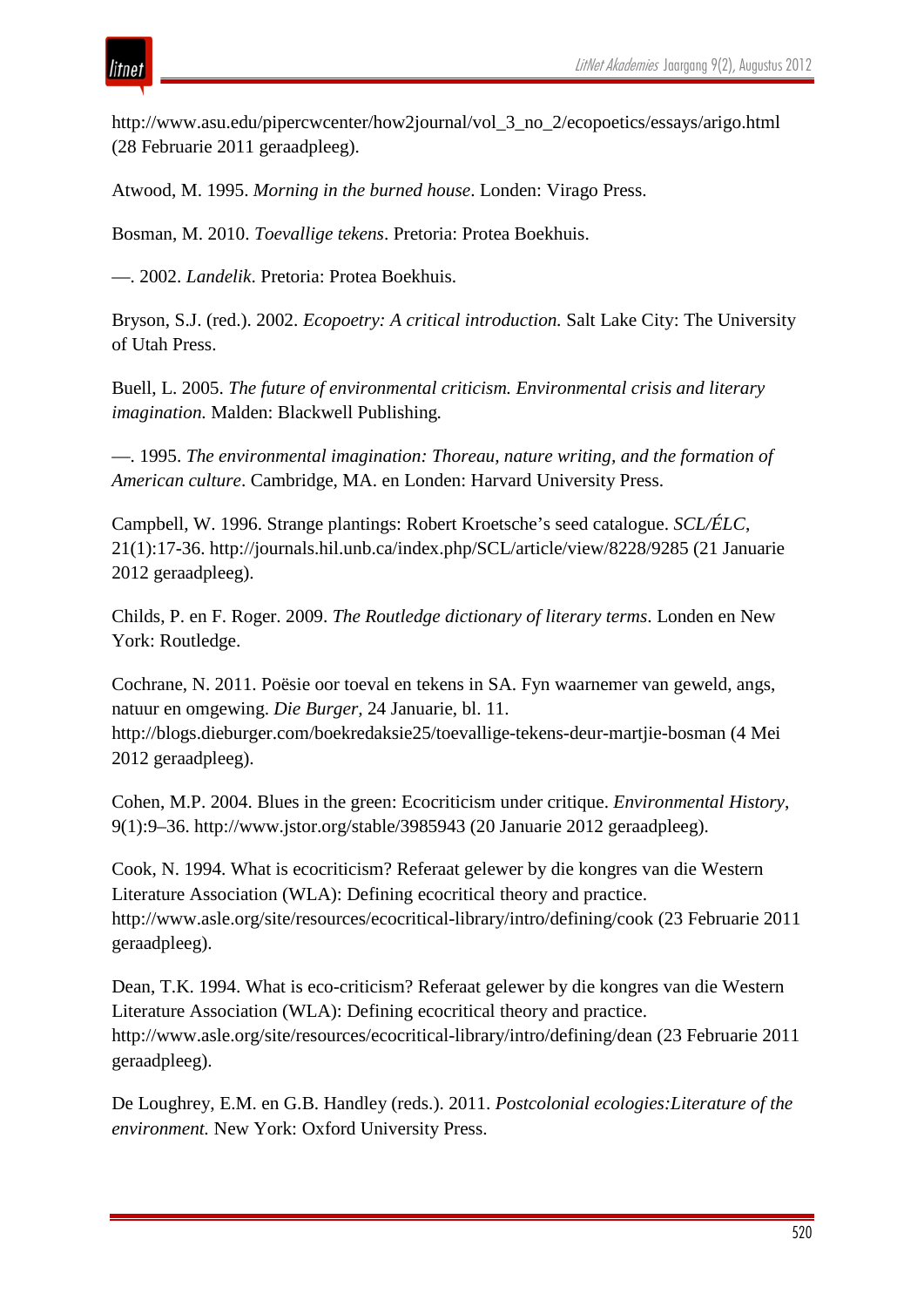http://www.asu.edu/pipercwcenter/how2journal/vol_3_no_2/ecopoetics/essays/arigo.html (28 Februarie 2011 geraadpleeg).

Atwood, M. 1995. *Morning in the burned house*. Londen: Virago Press.

Bosman, M. 2010. *Toevallige tekens*. Pretoria: Protea Boekhuis.

—. 2002. *Landelik*. Pretoria: Protea Boekhuis.

Bryson, S.J. (red.). 2002. *Ecopoetry: A critical introduction.* Salt Lake City: The University of Utah Press.

Buell, L. 2005. *The future of environmental criticism. Environmental crisis and literary imagination.* Malden: Blackwell Publishing.

—. 1995. *The environmental imagination: Thoreau, nature writing, and the formation of American culture*. Cambridge, MA. en Londen: Harvard University Press.

Campbell, W. 1996. Strange plantings: Robert Kroetsche's seed catalogue. *SCL/ÉLC*, 21(1):17-36. http://journals.hil.unb.ca/index.php/SCL/article/view/8228/9285 (21 Januarie 2012 geraadpleeg).

Childs, P. en F. Roger. 2009. *The Routledge dictionary of literary terms*. Londen en New York: Routledge.

Cochrane, N. 2011. Poësie oor toeval en tekens in SA. Fyn waarnemer van geweld, angs, natuur en omgewing. *Die Burger,* 24 Januarie, bl. 11. http://blogs.dieburger.com/boekredaksie25/toevallige-tekens-deur-martjie-bosman (4 Mei 2012 geraadpleeg).

Cohen, M.P. 2004. Blues in the green: Ecocriticism under critique. *Environmental History*, 9(1):9–36. http://www.jstor.org/stable/3985943 (20 Januarie 2012 geraadpleeg).

Cook, N. 1994. What is ecocriticism? Referaat gelewer by die kongres van die Western Literature Association (WLA): Defining ecocritical theory and practice. http://www.asle.org/site/resources/ecocritical-library/intro/defining/cook (23 Februarie 2011 geraadpleeg).

Dean, T.K. 1994. What is eco-criticism? Referaat gelewer by die kongres van die Western Literature Association (WLA): Defining ecocritical theory and practice. http://www.asle.org/site/resources/ecocritical-library/intro/defining/dean (23 Februarie 2011 geraadpleeg).

De Loughrey, E.M. en G.B. Handley (reds.). 2011. *Postcolonial ecologies:Literature of the environment.* New York: Oxford University Press.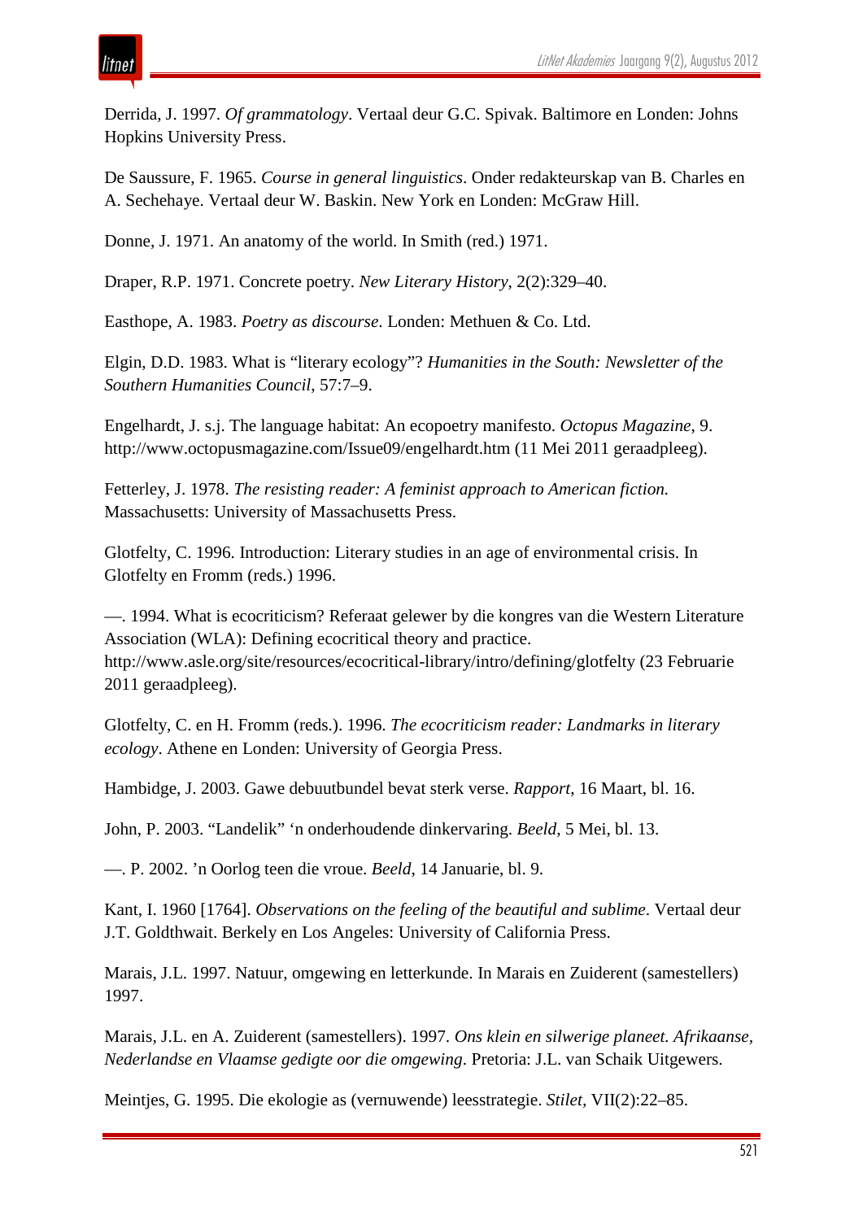Derrida, J. 1997. *Of grammatology*. Vertaal deur G.C. Spivak. Baltimore en Londen: Johns Hopkins University Press.

De Saussure, F. 1965. *Course in general linguistics*. Onder redakteurskap van B. Charles en A. Sechehaye. Vertaal deur W. Baskin. New York en Londen: McGraw Hill.

Donne, J. 1971. An anatomy of the world. In Smith (red.) 1971.

Draper, R.P. 1971. Concrete poetry. *New Literary History*, 2(2):329–40.

Easthope, A. 1983. *Poetry as discourse*. Londen: Methuen & Co. Ltd.

Elgin, D.D. 1983. What is "literary ecology"? *Humanities in the South: Newsletter of the Southern Humanities Council*, 57:7–9.

Engelhardt, J. s.j. The language habitat: An ecopoetry manifesto. *Octopus Magazine*, 9. http://www.octopusmagazine.com/Issue09/engelhardt.htm (11 Mei 2011 geraadpleeg).

Fetterley, J. 1978. *The resisting reader: A feminist approach to American fiction.* Massachusetts: University of Massachusetts Press.

Glotfelty, C. 1996. Introduction: Literary studies in an age of environmental crisis. In Glotfelty en Fromm (reds.) 1996.

—. 1994. What is ecocriticism? Referaat gelewer by die kongres van die Western Literature Association (WLA): Defining ecocritical theory and practice. http://www.asle.org/site/resources/ecocritical-library/intro/defining/glotfelty (23 Februarie 2011 geraadpleeg).

Glotfelty, C. en H. Fromm (reds.). 1996. *The ecocriticism reader: Landmarks in literary ecology*. Athene en Londen: University of Georgia Press.

Hambidge, J. 2003. Gawe debuutbundel bevat sterk verse. *Rapport*, 16 Maart, bl. 16.

John, P. 2003. "Landelik" 'n onderhoudende dinkervaring. *Beeld*, 5 Mei, bl. 13.

—. P. 2002. 'n Oorlog teen die vroue. *Beeld*, 14 Januarie, bl. 9.

Kant, I. 1960 [1764]. *Observations on the feeling of the beautiful and sublime*. Vertaal deur J.T. Goldthwait. Berkely en Los Angeles: University of California Press.

Marais, J.L. 1997. Natuur, omgewing en letterkunde. In Marais en Zuiderent (samestellers) 1997.

Marais, J.L. en A. Zuiderent (samestellers). 1997. *Ons klein en silwerige planeet. Afrikaanse, Nederlandse en Vlaamse gedigte oor die omgewing*. Pretoria: J.L. van Schaik Uitgewers.

Meintjes, G. 1995. Die ekologie as (vernuwende) leesstrategie. *Stilet*, VII(2):22–85.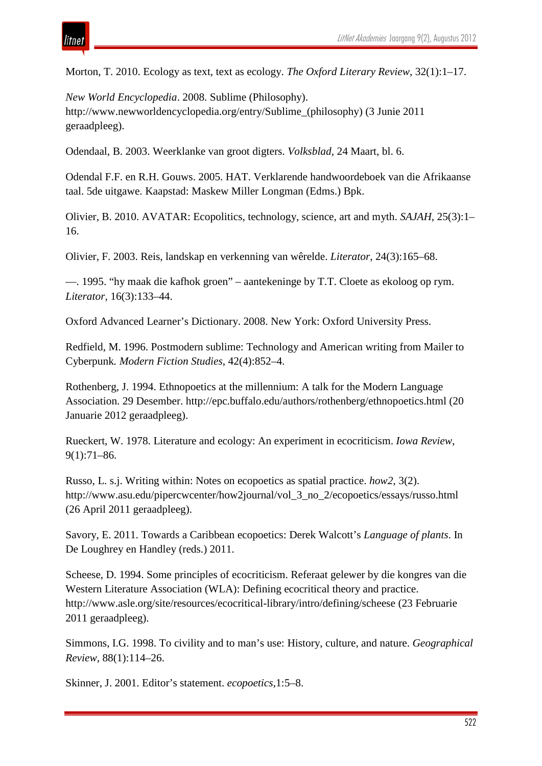Morton, T. 2010. Ecology as text, text as ecology. *The Oxford Literary Review*, 32(1):1–17.

*New World Encyclopedia*. 2008. Sublime (Philosophy). http://www.newworldencyclopedia.org/entry/Sublime_(philosophy) (3 Junie 2011 geraadpleeg).

Odendaal, B. 2003. Weerklanke van groot digters. *Volksblad*, 24 Maart, bl. 6.

Odendal F.F. en R.H. Gouws. 2005. HAT. Verklarende handwoordeboek van die Afrikaanse taal. 5de uitgawe. Kaapstad: Maskew Miller Longman (Edms.) Bpk.

Olivier, B. 2010. AVATAR: Ecopolitics, technology, science, art and myth. *SAJAH*, 25(3):1–16.

Olivier, F. 2003. Reis, landskap en verkenning van wêrelde. *Literator*, 24(3):165–68.

—. 1995. "hy maak die kafhok groen" – aantekeninge by T.T. Cloete as ekoloog op rym. *Literator*, 16(3):133–44.

Oxford Advanced Learner's Dictionary. 2008. New York: Oxford University Press.

Redfield, M. 1996. Postmodern sublime: Technology and American writing from Mailer to Cyberpunk*. Modern Fiction Studies*, 42(4):852–4.

Rothenberg, J. 1994. Ethnopoetics at the millennium: A talk for the Modern Language Association. 29 Desember. http://epc.buffalo.edu/authors/rothenberg/ethnopoetics.html (20 Januarie 2012 geraadpleeg).

Rueckert, W. 1978. Literature and ecology: An experiment in ecocriticism. *Iowa Review*, 9(1):71–86.

Russo, L. s.j. Writing within: Notes on ecopoetics as spatial practice. *how2*, 3(2). http://www.asu.edu/pipercwcenter/how2journal/vol_3_no_2/ecopoetics/essays/russo.html (26 April 2011 geraadpleeg).

Savory, E. 2011. Towards a Caribbean ecopoetics: Derek Walcott's *Language of plants*. In De Loughrey en Handley (reds.) 2011.

Scheese, D. 1994. Some principles of ecocriticism. Referaat gelewer by die kongres van die Western Literature Association (WLA): Defining ecocritical theory and practice. http://www.asle.org/site/resources/ecocritical-library/intro/defining/scheese (23 Februarie 2011 geraadpleeg).

Simmons, I.G. 1998. To civility and to man's use: History, culture, and nature. *Geographical Review*, 88(1):114–26.

Skinner, J. 2001. Editor's statement. *ecopoetics*,1:5–8.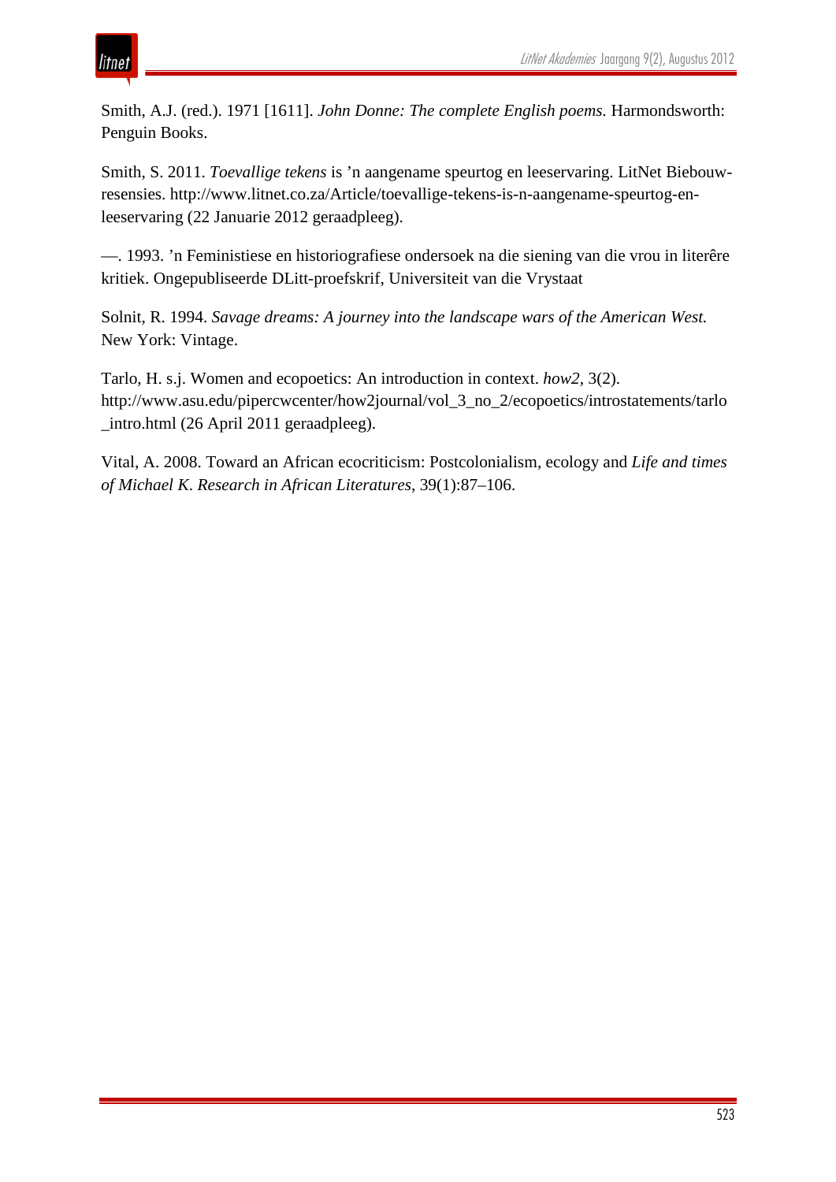Smith, A.J. (red.). 1971 [1611]. *John Donne: The complete English poems.* Harmondsworth: Penguin Books.

Smith, S. 2011. *Toevallige tekens* is 'n aangename speurtog en leeservaring. LitNet Biebouw-resensies. http://www.litnet.co.za/Article/toevallige-tekens-is-n-aangename-speurtog-en-leeservaring (22 Januarie 2012 geraadpleeg).

—. 1993. 'n Feministiese en historiografiese ondersoek na die siening van die vrou in literêre kritiek. Ongepubliseerde DLitt-proefskrif, Universiteit van die Vrystaat

Solnit, R. 1994. *Savage dreams: A journey into the landscape wars of the American West.* New York: Vintage.

Tarlo, H. s.j. Women and ecopoetics: An introduction in context. *how2*, 3(2). http://www.asu.edu/pipercwcenter/how2journal/vol_3_no_2/ecopoetics/introstatements/tarlo_intro.html (26 April 2011 geraadpleeg).

Vital, A. 2008. Toward an African ecocriticism: Postcolonialism, ecology and *Life and times of Michael K*. *Research in African Literatures*, 39(1):87–106.